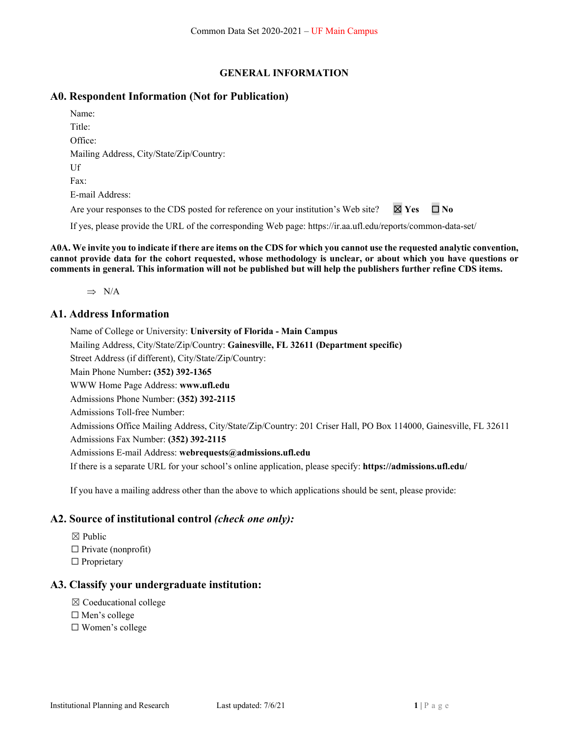## GENERAL INFORMATION

## A0. Respondent Information (Not for Publication)

Name:
Title:
Office:
Mailing Address, City/State/Zip/Country:
Uf
Fax:
E-mail Address:

Are your responses to the CDS posted for reference on your institution's Web site? ☒ **Yes** ☐ **No**

If yes, please provide the URL of the corresponding Web page: https://ir.aa.ufl.edu/reports/common-data-set/

**A0A. We invite you to indicate if there are items on the CDS for which you cannot use the requested analytic convention, cannot provide data for the cohort requested, whose methodology is unclear, or about which you have questions or comments in general. This information will not be published but will help the publishers further refine CDS items.**

⇒ N/A

## A1. Address Information

Name of College or University: **University of Florida - Main Campus**
Mailing Address, City/State/Zip/Country: **Gainesville, FL 32611 (Department specific)**
Street Address (if different), City/State/Zip/Country:
Main Phone Number**: (352) 392-1365**
WWW Home Page Address: **www.ufl.edu**
Admissions Phone Number: **(352) 392-2115**
Admissions Toll-free Number:
Admissions Office Mailing Address, City/State/Zip/Country: 201 Criser Hall, PO Box 114000, Gainesville, FL 32611
Admissions Fax Number: **(352) 392-2115**
Admissions E-mail Address: **webrequests@admissions.ufl.edu**
If there is a separate URL for your school's online application, please specify: **https://admissions.ufl.edu/**

If you have a mailing address other than the above to which applications should be sent, please provide:

## A2. Source of institutional control *(check one only):*

☒ Public
☐ Private (nonprofit)
☐ Proprietary

## A3. Classify your undergraduate institution:

☒ Coeducational college
☐ Men's college
☐ Women's college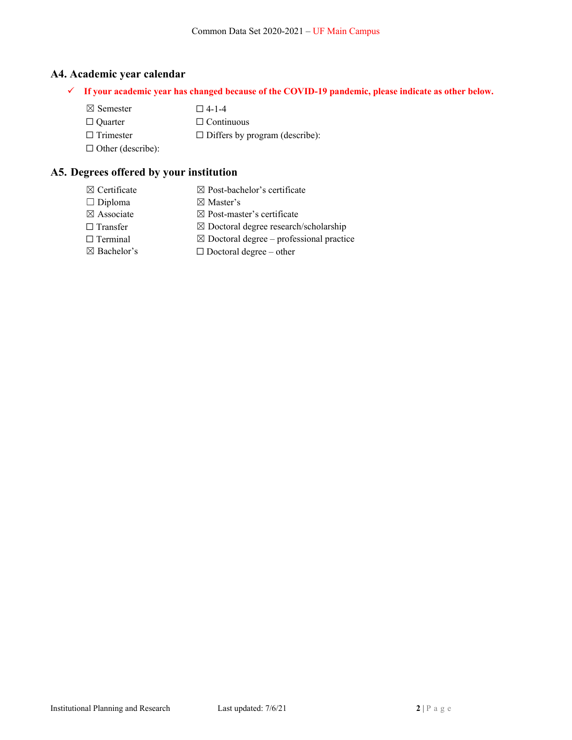## A4. Academic year calendar

- ✓ **If your academic year has changed because of the COVID-19 pandemic, please indicate as other below.**

☒ Semester
☐ Quarter
☐ Trimester
☐ Other (describe):
☐ 4-1-4
☐ Continuous
☐ Differs by program (describe):

## A5. Degrees offered by your institution

☒ Certificate
☐ Diploma
☒ Associate
☐ Transfer
☐ Terminal
☒ Bachelor's
☒ Post-bachelor's certificate
☒ Master's
☒ Post-master's certificate
☒ Doctoral degree research/scholarship
☒ Doctoral degree – professional practice
☐ Doctoral degree – other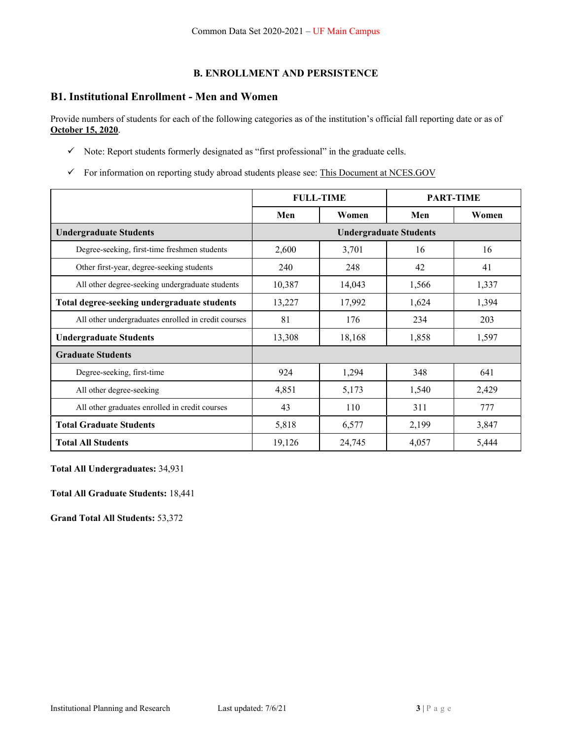## B. ENROLLMENT AND PERSISTENCE

### B1. Institutional Enrollment - Men and Women

Provide numbers of students for each of the following categories as of the institution's official fall reporting date or as of **October 15, 2020**.

- ✓ Note: Report students formerly designated as "first professional" in the graduate cells.
- ✓ For information on reporting study abroad students please see: This Document at NCES.GOV

| | FULL-TIME | | PART-TIME | |
|---|---|---|---|---|
| | **Men** | **Women** | **Men** | **Women** |
| **Undergraduate Students** | **Undergraduate Students** | | | |
| Degree-seeking, first-time freshmen students | 2,600 | 3,701 | 16 | 16 |
| Other first-year, degree-seeking students | 240 | 248 | 42 | 41 |
| All other degree-seeking undergraduate students | 10,387 | 14,043 | 1,566 | 1,337 |
| **Total degree-seeking undergraduate students** | 13,227 | 17,992 | 1,624 | 1,394 |
| All other undergraduates enrolled in credit courses | 81 | 176 | 234 | 203 |
| **Undergraduate Students** | 13,308 | 18,168 | 1,858 | 1,597 |
| **Graduate Students** | | | | |
| Degree-seeking, first-time | 924 | 1,294 | 348 | 641 |
| All other degree-seeking | 4,851 | 5,173 | 1,540 | 2,429 |
| All other graduates enrolled in credit courses | 43 | 110 | 311 | 777 |
| **Total Graduate Students** | 5,818 | 6,577 | 2,199 | 3,847 |
| **Total All Students** | 19,126 | 24,745 | 4,057 | 5,444 |

**Total All Undergraduates:** 34,931

**Total All Graduate Students:** 18,441

**Grand Total All Students:** 53,372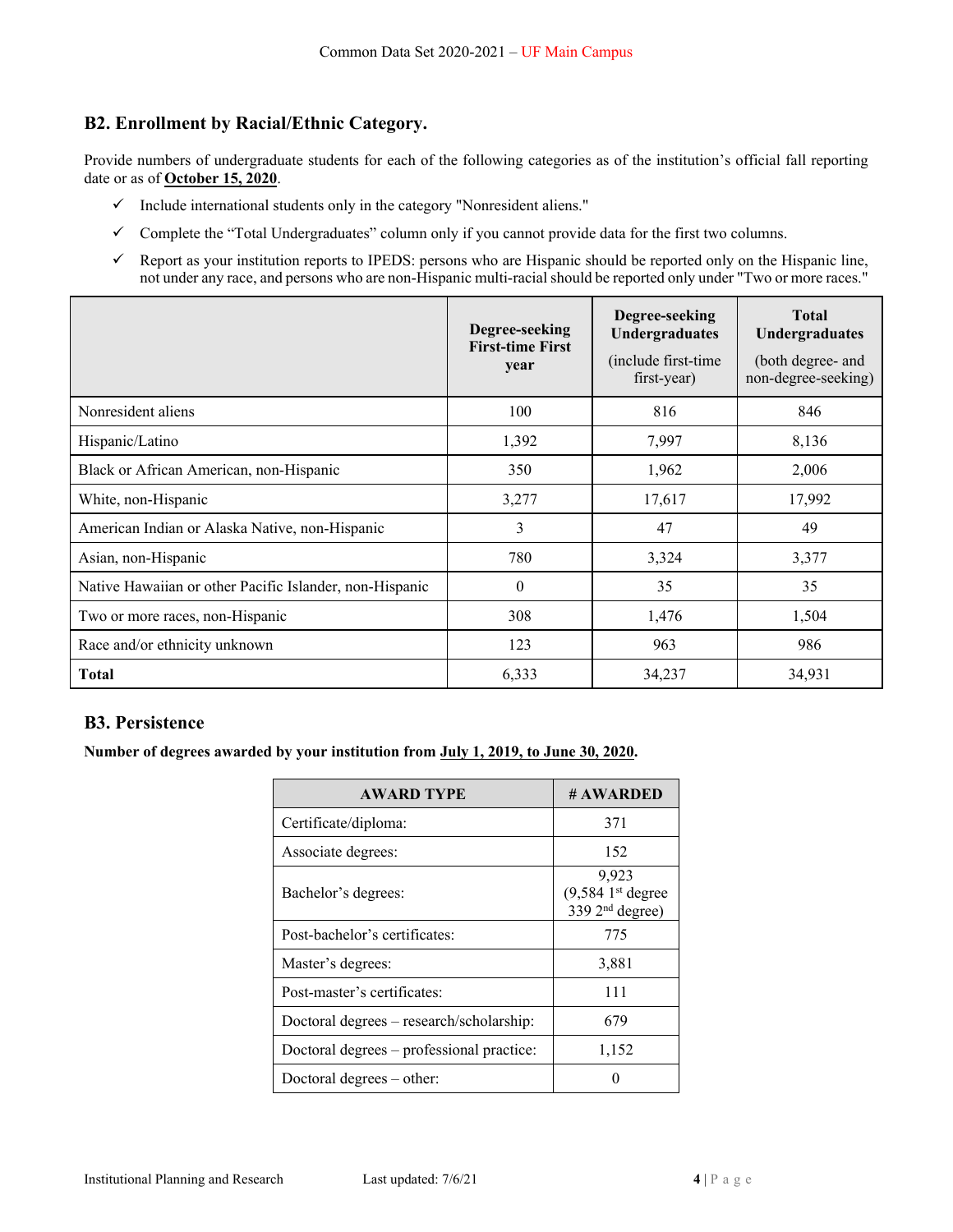## B2. Enrollment by Racial/Ethnic Category.

Provide numbers of undergraduate students for each of the following categories as of the institution's official fall reporting date or as of **October 15, 2020**.

- ✓ Include international students only in the category "Nonresident aliens."
- ✓ Complete the "Total Undergraduates" column only if you cannot provide data for the first two columns.
- ✓ Report as your institution reports to IPEDS: persons who are Hispanic should be reported only on the Hispanic line, not under any race, and persons who are non-Hispanic multi-racial should be reported only under "Two or more races."

| | **Degree-seeking First-time First year** | **Degree-seeking Undergraduates** (include first-time first-year) | **Total Undergraduates** (both degree- and non-degree-seeking) |
|---|---|---|---|
| Nonresident aliens | 100 | 816 | 846 |
| Hispanic/Latino | 1,392 | 7,997 | 8,136 |
| Black or African American, non-Hispanic | 350 | 1,962 | 2,006 |
| White, non-Hispanic | 3,277 | 17,617 | 17,992 |
| American Indian or Alaska Native, non-Hispanic | 3 | 47 | 49 |
| Asian, non-Hispanic | 780 | 3,324 | 3,377 |
| Native Hawaiian or other Pacific Islander, non-Hispanic | 0 | 35 | 35 |
| Two or more races, non-Hispanic | 308 | 1,476 | 1,504 |
| Race and/or ethnicity unknown | 123 | 963 | 986 |
| **Total** | 6,333 | 34,237 | 34,931 |

## B3. Persistence

**Number of degrees awarded by your institution from July 1, 2019, to June 30, 2020.**

| AWARD TYPE | # AWARDED |
|---|---|
| Certificate/diploma: | 371 |
| Associate degrees: | 152 |
| Bachelor's degrees: | 9,923 (9,584 1st degree 339 2nd degree) |
| Post-bachelor's certificates: | 775 |
| Master's degrees: | 3,881 |
| Post-master's certificates: | 111 |
| Doctoral degrees – research/scholarship: | 679 |
| Doctoral degrees – professional practice: | 1,152 |
| Doctoral degrees – other: | 0 |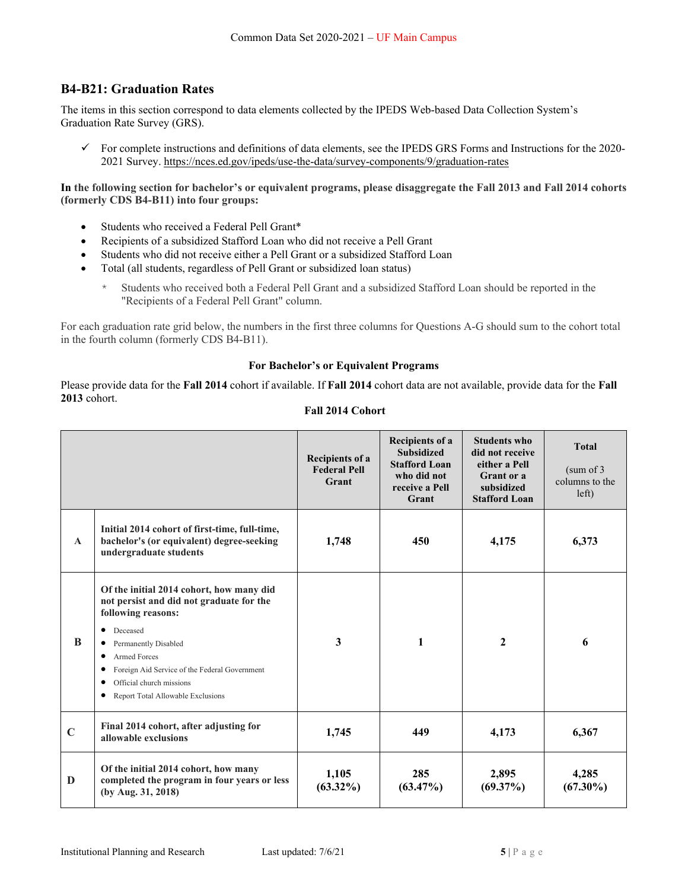## B4-B21: Graduation Rates

The items in this section correspond to data elements collected by the IPEDS Web-based Data Collection System's Graduation Rate Survey (GRS).

✓ For complete instructions and definitions of data elements, see the IPEDS GRS Forms and Instructions for the 2020-2021 Survey. https://nces.ed.gov/ipeds/use-the-data/survey-components/9/graduation-rates

**In the following section for bachelor's or equivalent programs, please disaggregate the Fall 2013 and Fall 2014 cohorts (formerly CDS B4-B11) into four groups:**

- Students who received a Federal Pell Grant*
- Recipients of a subsidized Stafford Loan who did not receive a Pell Grant
- Students who did not receive either a Pell Grant or a subsidized Stafford Loan
- Total (all students, regardless of Pell Grant or subsidized loan status)

  * Students who received both a Federal Pell Grant and a subsidized Stafford Loan should be reported in the "Recipients of a Federal Pell Grant" column.

For each graduation rate grid below, the numbers in the first three columns for Questions A-G should sum to the cohort total in the fourth column (formerly CDS B4-B11).

**For Bachelor's or Equivalent Programs**

Please provide data for the **Fall 2014** cohort if available. If **Fall 2014** cohort data are not available, provide data for the **Fall 2013** cohort.

**Fall 2014 Cohort**

| | | Recipients of a Federal Pell Grant | Recipients of a Subsidized Stafford Loan who did not receive a Pell Grant | Students who did not receive either a Pell Grant or a subsidized Stafford Loan | Total (sum of 3 columns to the left) |
|---|---|---|---|---|---|
| A | **Initial 2014 cohort of first-time, full-time, bachelor's (or equivalent) degree-seeking undergraduate students** | **1,748** | **450** | **4,175** | **6,373** |
| B | **Of the initial 2014 cohort, how many did not persist and did not graduate for the following reasons:** <br>• Deceased <br>• Permanently Disabled <br>• Armed Forces <br>• Foreign Aid Service of the Federal Government <br>• Official church missions <br>• Report Total Allowable Exclusions | **3** | **1** | **2** | **6** |
| C | **Final 2014 cohort, after adjusting for allowable exclusions** | **1,745** | **449** | **4,173** | **6,367** |
| D | **Of the initial 2014 cohort, how many completed the program in four years or less (by Aug. 31, 2018)** | **1,105 (63.32%)** | **285 (63.47%)** | **2,895 (69.37%)** | **4,285 (67.30%)** |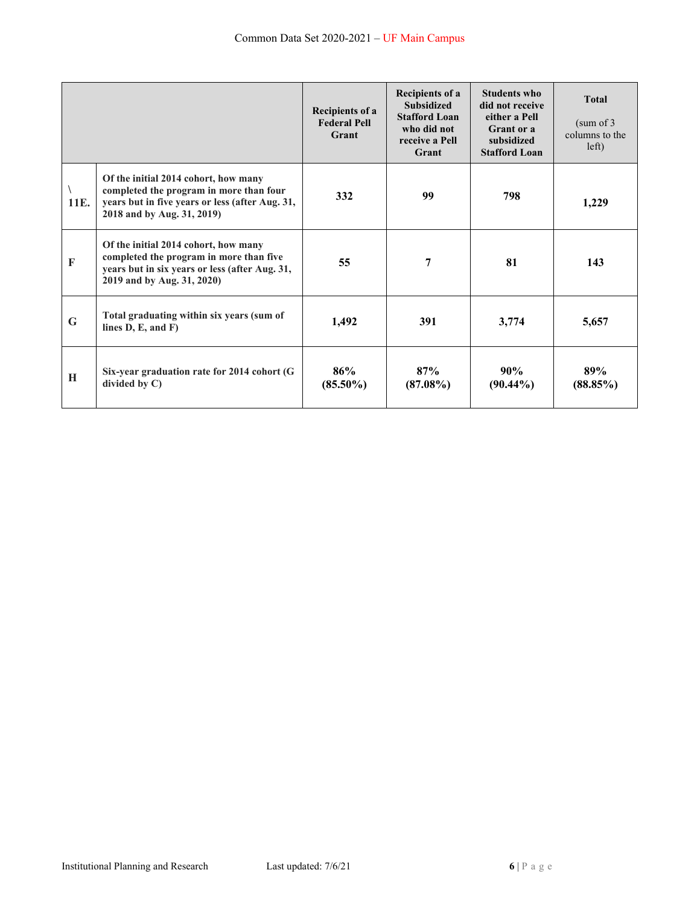| | | Recipients of a Federal Pell Grant | Recipients of a Subsidized Stafford Loan who did not receive a Pell Grant | Students who did not receive either a Pell Grant or a subsidized Stafford Loan | Total (sum of 3 columns to the left) |
|---|---|---|---|---|---|
| \ 11E. | Of the initial 2014 cohort, how many completed the program in more than four years but in five years or less (after Aug. 31, 2018 and by Aug. 31, 2019) | 332 | 99 | 798 | 1,229 |
| F | Of the initial 2014 cohort, how many completed the program in more than five years but in six years or less (after Aug. 31, 2019 and by Aug. 31, 2020) | 55 | 7 | 81 | 143 |
| G | Total graduating within six years (sum of lines D, E, and F) | 1,492 | 391 | 3,774 | 5,657 |
| H | Six-year graduation rate for 2014 cohort (G divided by C) | 86% (85.50%) | 87% (87.08%) | 90% (90.44%) | 89% (88.85%) |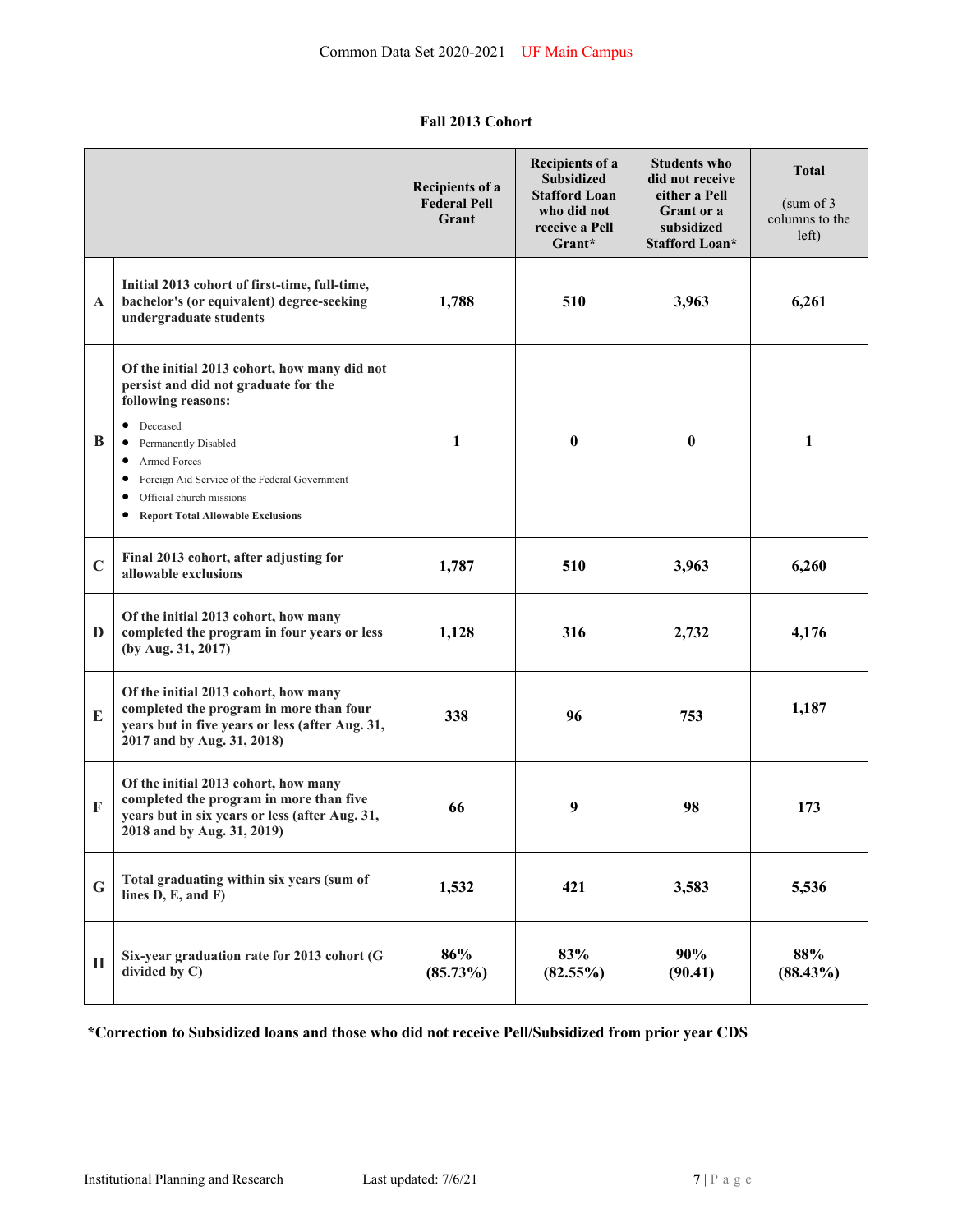## Fall 2013 Cohort

| | | Recipients of a Federal Pell Grant | Recipients of a Subsidized Stafford Loan who did not receive a Pell Grant* | Students who did not receive either a Pell Grant or a subsidized Stafford Loan* | Total (sum of 3 columns to the left) |
|---|---|---|---|---|---|
| A | Initial 2013 cohort of first-time, full-time, bachelor's (or equivalent) degree-seeking undergraduate students | 1,788 | 510 | 3,963 | 6,261 |
| B | Of the initial 2013 cohort, how many did not persist and did not graduate for the following reasons:<br>• Deceased<br>• Permanently Disabled<br>• Armed Forces<br>• Foreign Aid Service of the Federal Government<br>• Official church missions<br>• **Report Total Allowable Exclusions** | 1 | 0 | 0 | 1 |
| C | Final 2013 cohort, after adjusting for allowable exclusions | 1,787 | 510 | 3,963 | 6,260 |
| D | Of the initial 2013 cohort, how many completed the program in four years or less (by Aug. 31, 2017) | 1,128 | 316 | 2,732 | 4,176 |
| E | Of the initial 2013 cohort, how many completed the program in more than four years but in five years or less (after Aug. 31, 2017 and by Aug. 31, 2018) | 338 | 96 | 753 | 1,187 |
| F | Of the initial 2013 cohort, how many completed the program in more than five years but in six years or less (after Aug. 31, 2018 and by Aug. 31, 2019) | 66 | 9 | 98 | 173 |
| G | Total graduating within six years (sum of lines D, E, and F) | 1,532 | 421 | 3,583 | 5,536 |
| H | Six-year graduation rate for 2013 cohort (G divided by C) | 86% (85.73%) | 83% (82.55%) | 90% (90.41) | 88% (88.43%) |

**\*Correction to Subsidized loans and those who did not receive Pell/Subsidized from prior year CDS**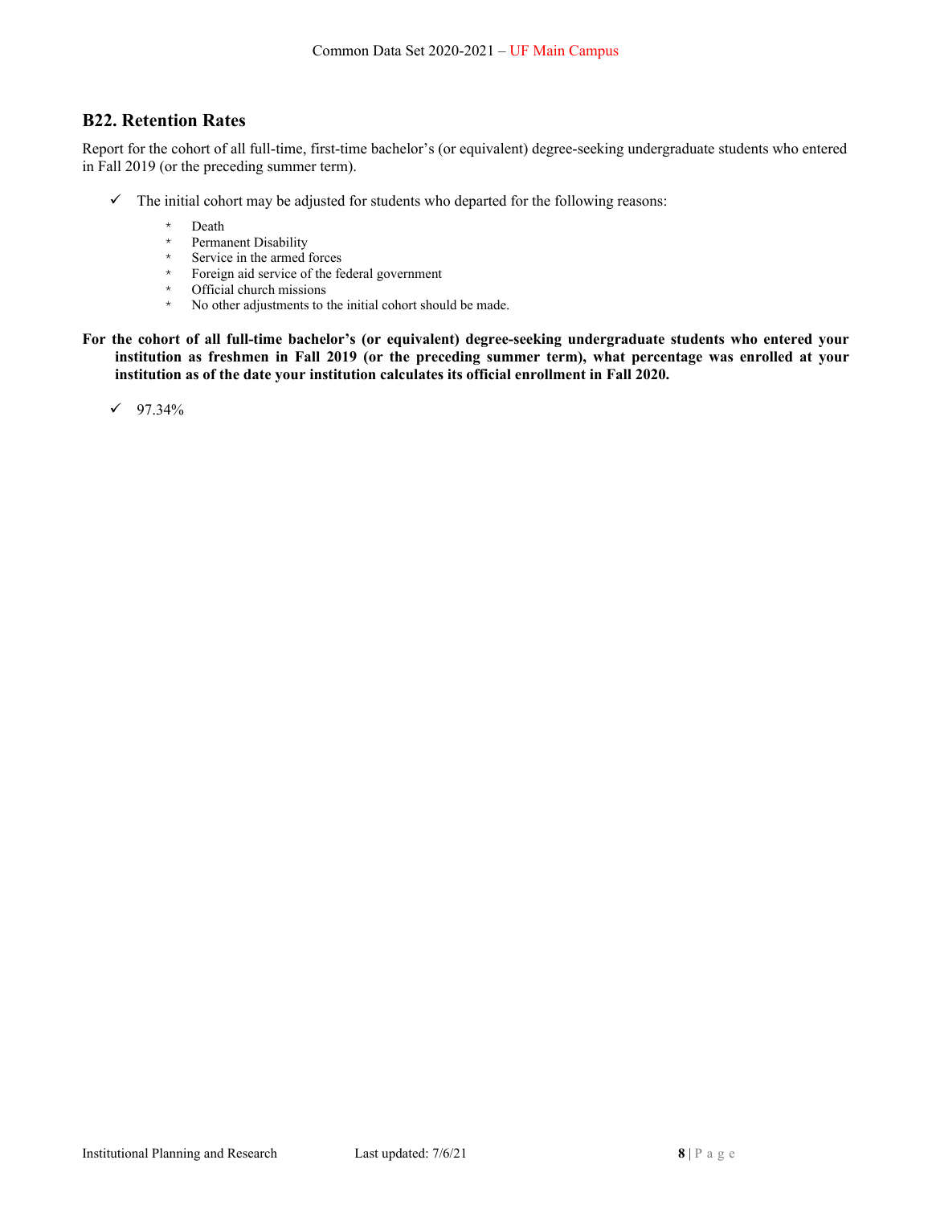## B22. Retention Rates

Report for the cohort of all full-time, first-time bachelor's (or equivalent) degree-seeking undergraduate students who entered in Fall 2019 (or the preceding summer term).

- ✓ The initial cohort may be adjusted for students who departed for the following reasons:
    - Death
    - Permanent Disability
    - Service in the armed forces
    - Foreign aid service of the federal government
    - Official church missions
    - No other adjustments to the initial cohort should be made.

**For the cohort of all full-time bachelor's (or equivalent) degree-seeking undergraduate students who entered your institution as freshmen in Fall 2019 (or the preceding summer term), what percentage was enrolled at your institution as of the date your institution calculates its official enrollment in Fall 2020.**

- ✓ 97.34%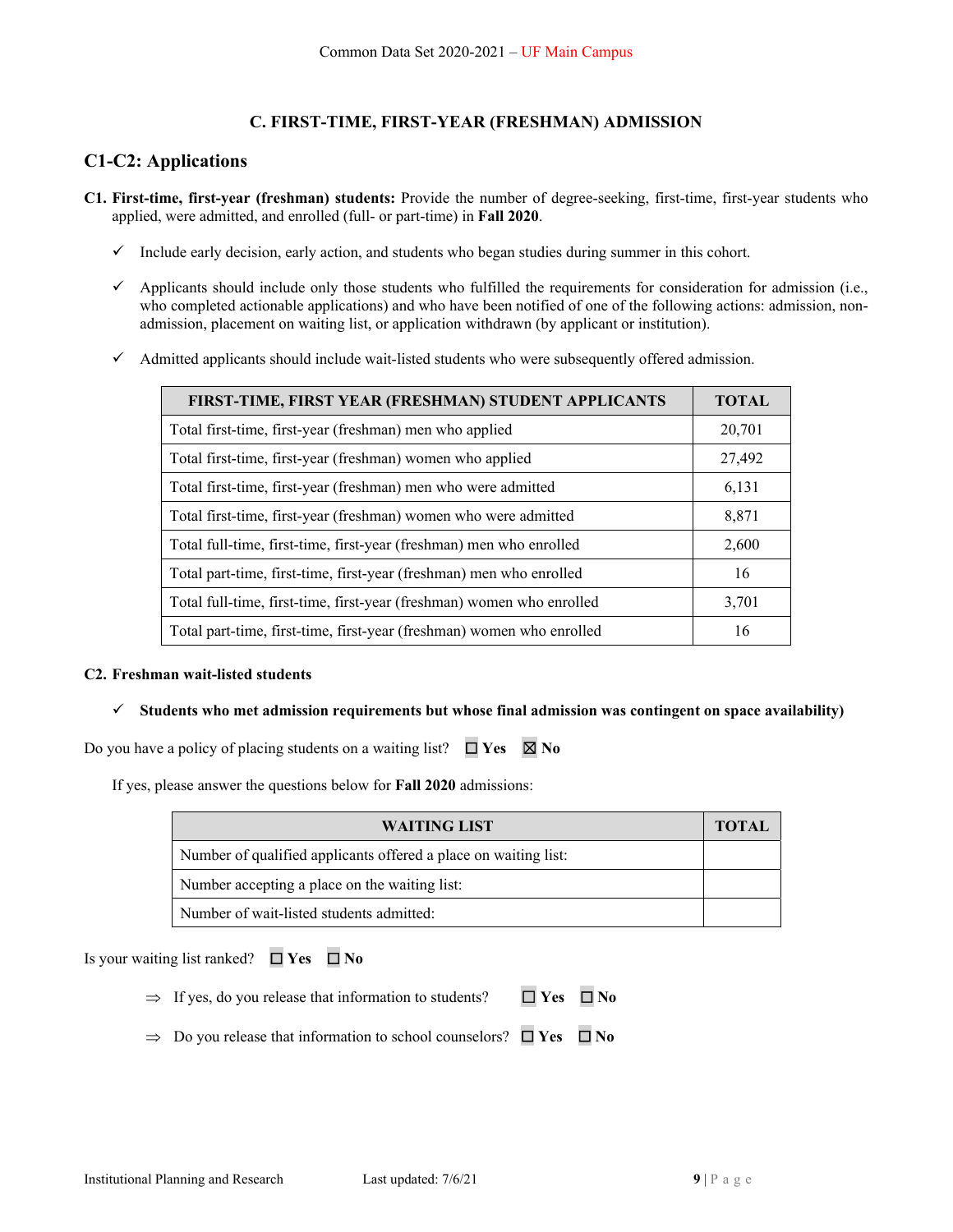## C. FIRST-TIME, FIRST-YEAR (FRESHMAN) ADMISSION

### C1-C2: Applications

**C1. First-time, first-year (freshman) students:** Provide the number of degree-seeking, first-time, first-year students who applied, were admitted, and enrolled (full- or part-time) in **Fall 2020**.

- ✓ Include early decision, early action, and students who began studies during summer in this cohort.
- ✓ Applicants should include only those students who fulfilled the requirements for consideration for admission (i.e., who completed actionable applications) and who have been notified of one of the following actions: admission, non-admission, placement on waiting list, or application withdrawn (by applicant or institution).
- ✓ Admitted applicants should include wait-listed students who were subsequently offered admission.

| FIRST-TIME, FIRST YEAR (FRESHMAN) STUDENT APPLICANTS | TOTAL |
|---|---|
| Total first-time, first-year (freshman) men who applied | 20,701 |
| Total first-time, first-year (freshman) women who applied | 27,492 |
| Total first-time, first-year (freshman) men who were admitted | 6,131 |
| Total first-time, first-year (freshman) women who were admitted | 8,871 |
| Total full-time, first-time, first-year (freshman) men who enrolled | 2,600 |
| Total part-time, first-time, first-year (freshman) men who enrolled | 16 |
| Total full-time, first-time, first-year (freshman) women who enrolled | 3,701 |
| Total part-time, first-time, first-year (freshman) women who enrolled | 16 |

**C2. Freshman wait-listed students**

- ✓ **Students who met admission requirements but whose final admission was contingent on space availability)**

Do you have a policy of placing students on a waiting list? ☐ **Yes** ☒ **No**

If yes, please answer the questions below for **Fall 2020** admissions:

| WAITING LIST | TOTAL |
|---|---|
| Number of qualified applicants offered a place on waiting list: | |
| Number accepting a place on the waiting list: | |
| Number of wait-listed students admitted: | |

Is your waiting list ranked? ☐ **Yes** ☐ **No**

⇒ If yes, do you release that information to students? ☐ **Yes** ☐ **No**

⇒ Do you release that information to school counselors? ☐ **Yes** ☐ **No**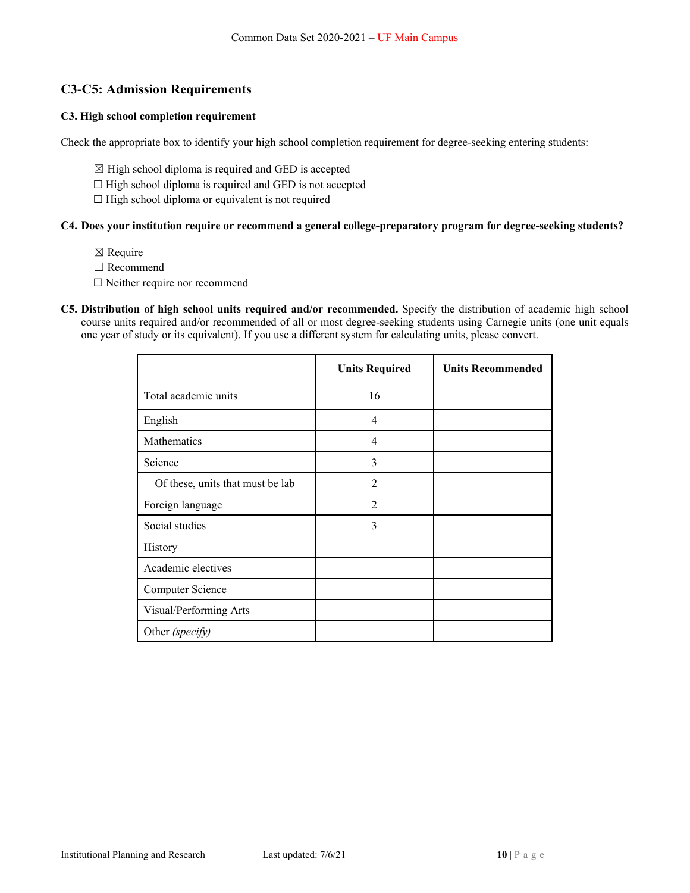## C3-C5: Admission Requirements

### C3. High school completion requirement

Check the appropriate box to identify your high school completion requirement for degree-seeking entering students:

☒ High school diploma is required and GED is accepted
☐ High school diploma is required and GED is not accepted
☐ High school diploma or equivalent is not required

### C4. Does your institution require or recommend a general college-preparatory program for degree-seeking students?

☒ Require
☐ Recommend
☐ Neither require nor recommend

**C5. Distribution of high school units required and/or recommended.** Specify the distribution of academic high school course units required and/or recommended of all or most degree-seeking students using Carnegie units (one unit equals one year of study or its equivalent). If you use a different system for calculating units, please convert.

| | Units Required | Units Recommended |
|---|---|---|
| Total academic units | 16 | |
| English | 4 | |
| Mathematics | 4 | |
| Science | 3 | |
| Of these, units that must be lab | 2 | |
| Foreign language | 2 | |
| Social studies | 3 | |
| History | | |
| Academic electives | | |
| Computer Science | | |
| Visual/Performing Arts | | |
| Other *(specify)* | | |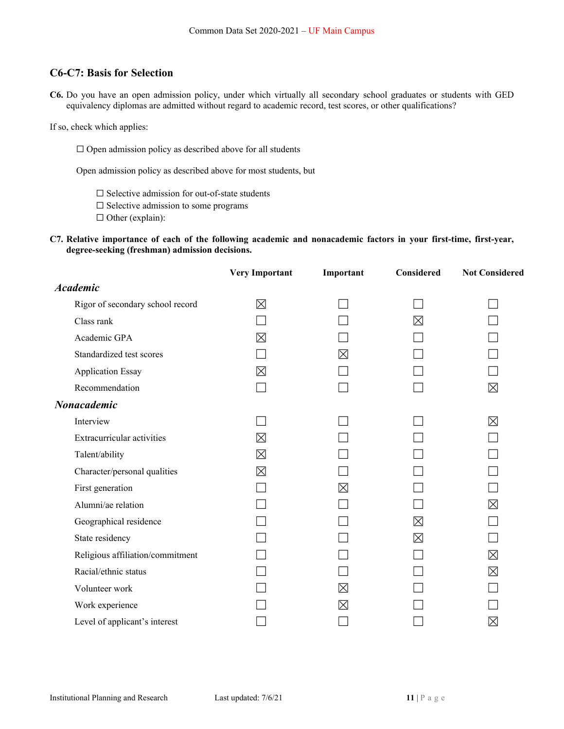## C6-C7: Basis for Selection

**C6.** Do you have an open admission policy, under which virtually all secondary school graduates or students with GED equivalency diplomas are admitted without regard to academic record, test scores, or other qualifications?

If so, check which applies:

☐ Open admission policy as described above for all students

Open admission policy as described above for most students, but

☐ Selective admission for out-of-state students
☐ Selective admission to some programs
☐ Other (explain):

**C7. Relative importance of each of the following academic and nonacademic factors in your first-time, first-year, degree-seeking (freshman) admission decisions.**

| | Very Important | Important | Considered | Not Considered |
|---|---|---|---|---|
| ***Academic*** | | | | |
| Rigor of secondary school record | ☒ | ☐ | ☐ | ☐ |
| Class rank | ☐ | ☐ | ☒ | ☐ |
| Academic GPA | ☒ | ☐ | ☐ | ☐ |
| Standardized test scores | ☐ | ☒ | ☐ | ☐ |
| Application Essay | ☒ | ☐ | ☐ | ☐ |
| Recommendation | ☐ | ☐ | ☐ | ☒ |
| ***Nonacademic*** | | | | |
| Interview | ☐ | ☐ | ☐ | ☒ |
| Extracurricular activities | ☒ | ☐ | ☐ | ☐ |
| Talent/ability | ☒ | ☐ | ☐ | ☐ |
| Character/personal qualities | ☒ | ☐ | ☐ | ☐ |
| First generation | ☐ | ☒ | ☐ | ☐ |
| Alumni/ae relation | ☐ | ☐ | ☐ | ☒ |
| Geographical residence | ☐ | ☐ | ☒ | ☐ |
| State residency | ☐ | ☐ | ☒ | ☐ |
| Religious affiliation/commitment | ☐ | ☐ | ☐ | ☒ |
| Racial/ethnic status | ☐ | ☐ | ☐ | ☒ |
| Volunteer work | ☐ | ☒ | ☐ | ☐ |
| Work experience | ☐ | ☒ | ☐ | ☐ |
| Level of applicant's interest | ☐ | ☐ | ☐ | ☒ |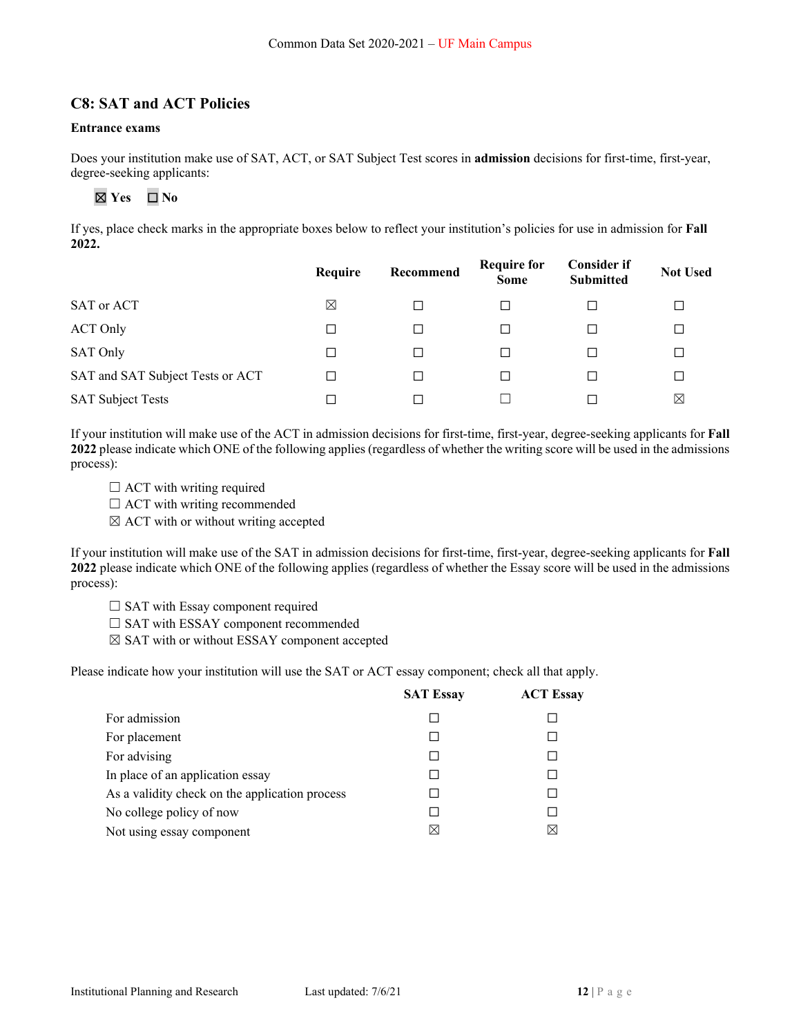## C8: SAT and ACT Policies

**Entrance exams**

Does your institution make use of SAT, ACT, or SAT Subject Test scores in **admission** decisions for first-time, first-year, degree-seeking applicants:

☒ **Yes** ☐ **No**

If yes, place check marks in the appropriate boxes below to reflect your institution's policies for use in admission for **Fall 2022.**

| | Require | Recommend | Require for Some | Consider if Submitted | Not Used |
|---|---|---|---|---|---|
| SAT or ACT | ☒ | ☐ | ☐ | ☐ | ☐ |
| ACT Only | ☐ | ☐ | ☐ | ☐ | ☐ |
| SAT Only | ☐ | ☐ | ☐ | ☐ | ☐ |
| SAT and SAT Subject Tests or ACT | ☐ | ☐ | ☐ | ☐ | ☐ |
| SAT Subject Tests | ☐ | ☐ | ☐ | ☐ | ☒ |

If your institution will make use of the ACT in admission decisions for first-time, first-year, degree-seeking applicants for **Fall 2022** please indicate which ONE of the following applies (regardless of whether the writing score will be used in the admissions process):

☐ ACT with writing required
☐ ACT with writing recommended
☒ ACT with or without writing accepted

If your institution will make use of the SAT in admission decisions for first-time, first-year, degree-seeking applicants for **Fall 2022** please indicate which ONE of the following applies (regardless of whether the Essay score will be used in the admissions process):

☐ SAT with Essay component required
☐ SAT with ESSAY component recommended
☒ SAT with or without ESSAY component accepted

Please indicate how your institution will use the SAT or ACT essay component; check all that apply.

| | SAT Essay | ACT Essay |
|---|---|---|
| For admission | ☐ | ☐ |
| For placement | ☐ | ☐ |
| For advising | ☐ | ☐ |
| In place of an application essay | ☐ | ☐ |
| As a validity check on the application process | ☐ | ☐ |
| No college policy of now | ☐ | ☐ |
| Not using essay component | ☒ | ☒ |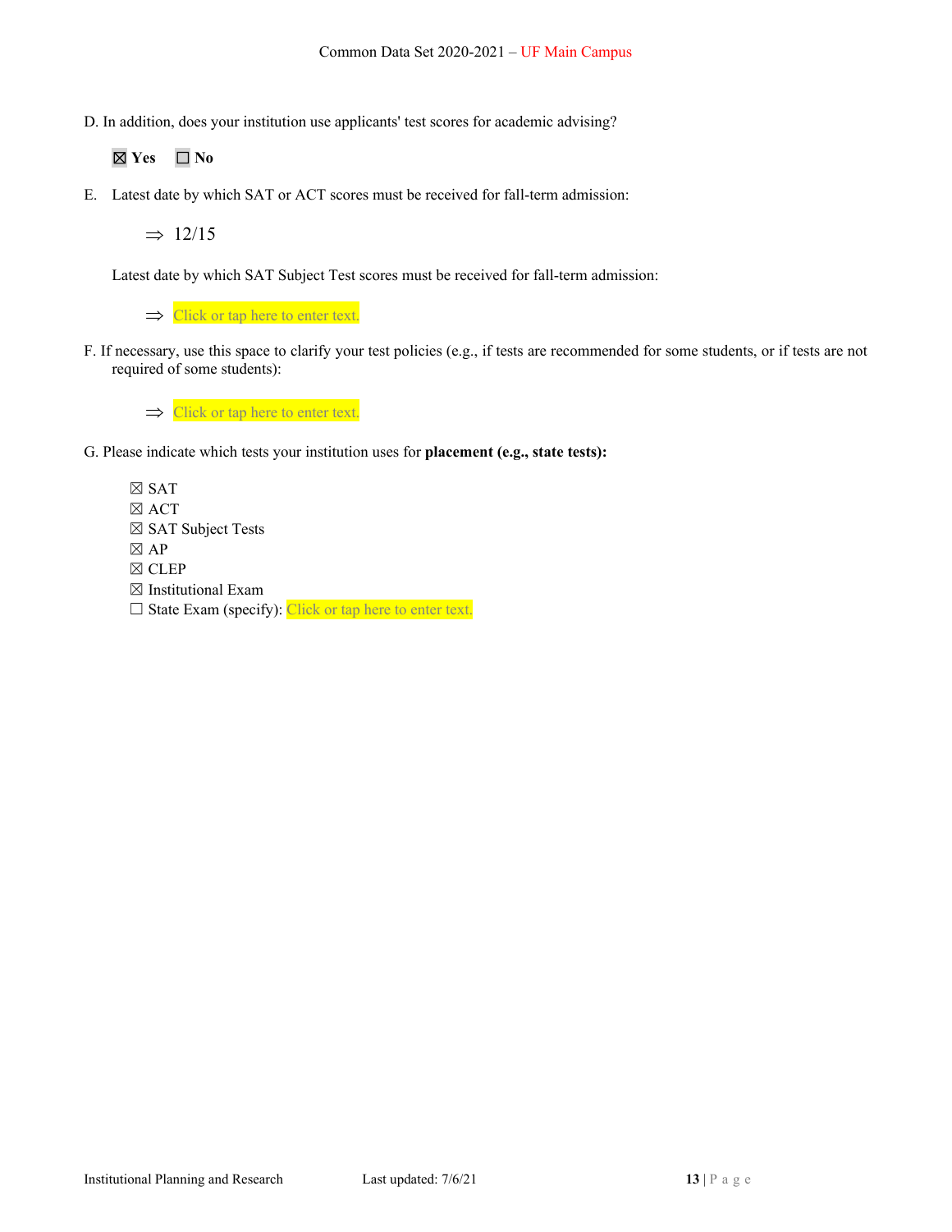D. In addition, does your institution use applicants' test scores for academic advising?

☒ **Yes** ☐ **No**

E. Latest date by which SAT or ACT scores must be received for fall-term admission:

⇒ 12/15

Latest date by which SAT Subject Test scores must be received for fall-term admission:

⇒ Click or tap here to enter text.

F. If necessary, use this space to clarify your test policies (e.g., if tests are recommended for some students, or if tests are not required of some students):

⇒ Click or tap here to enter text.

G. Please indicate which tests your institution uses for **placement (e.g., state tests):**

☒ SAT
☒ ACT
☒ SAT Subject Tests
☒ AP
☒ CLEP
☒ Institutional Exam
☐ State Exam (specify): Click or tap here to enter text.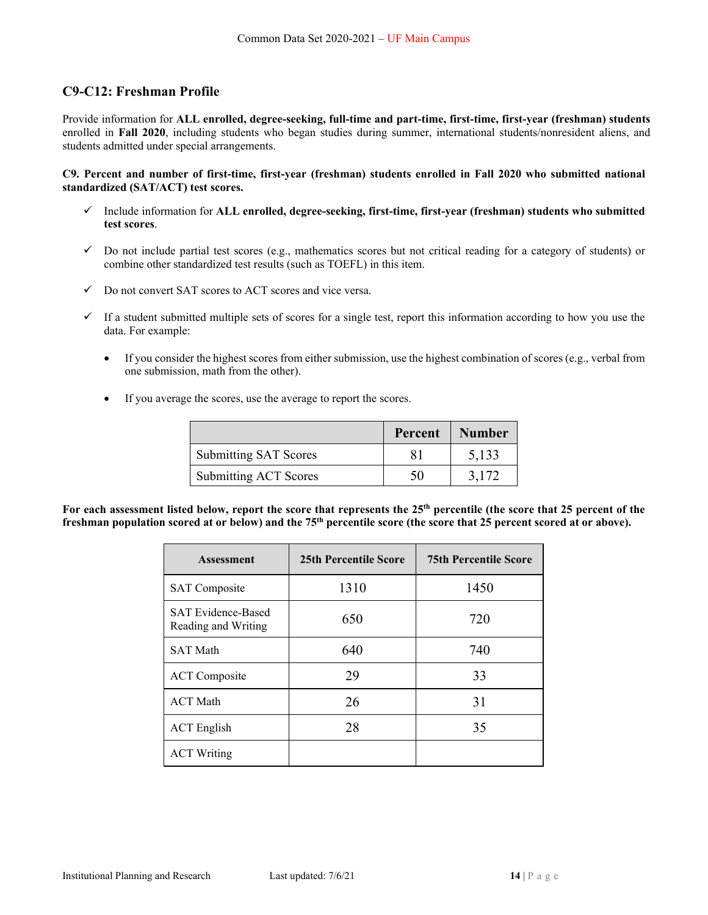## C9-C12: Freshman Profile

Provide information for **ALL enrolled, degree-seeking, full-time and part-time, first-time, first-year (freshman) students** enrolled in **Fall 2020**, including students who began studies during summer, international students/nonresident aliens, and students admitted under special arrangements.

**C9. Percent and number of first-time, first-year (freshman) students enrolled in Fall 2020 who submitted national standardized (SAT/ACT) test scores.**

- ✓ Include information for **ALL enrolled, degree-seeking, first-time, first-year (freshman) students who submitted test scores**.
- ✓ Do not include partial test scores (e.g., mathematics scores but not critical reading for a category of students) or combine other standardized test results (such as TOEFL) in this item.
- ✓ Do not convert SAT scores to ACT scores and vice versa.
- ✓ If a student submitted multiple sets of scores for a single test, report this information according to how you use the data. For example:
  - If you consider the highest scores from either submission, use the highest combination of scores (e.g., verbal from one submission, math from the other).
  - If you average the scores, use the average to report the scores.

| | Percent | Number |
|---|---|---|
| Submitting SAT Scores | 81 | 5,133 |
| Submitting ACT Scores | 50 | 3,172 |

**For each assessment listed below, report the score that represents the 25th percentile (the score that 25 percent of the freshman population scored at or below) and the 75th percentile score (the score that 25 percent scored at or above).**

| Assessment | 25th Percentile Score | 75th Percentile Score |
|---|---|---|
| SAT Composite | 1310 | 1450 |
| SAT Evidence-Based Reading and Writing | 650 | 720 |
| SAT Math | 640 | 740 |
| ACT Composite | 29 | 33 |
| ACT Math | 26 | 31 |
| ACT English | 28 | 35 |
| ACT Writing | | |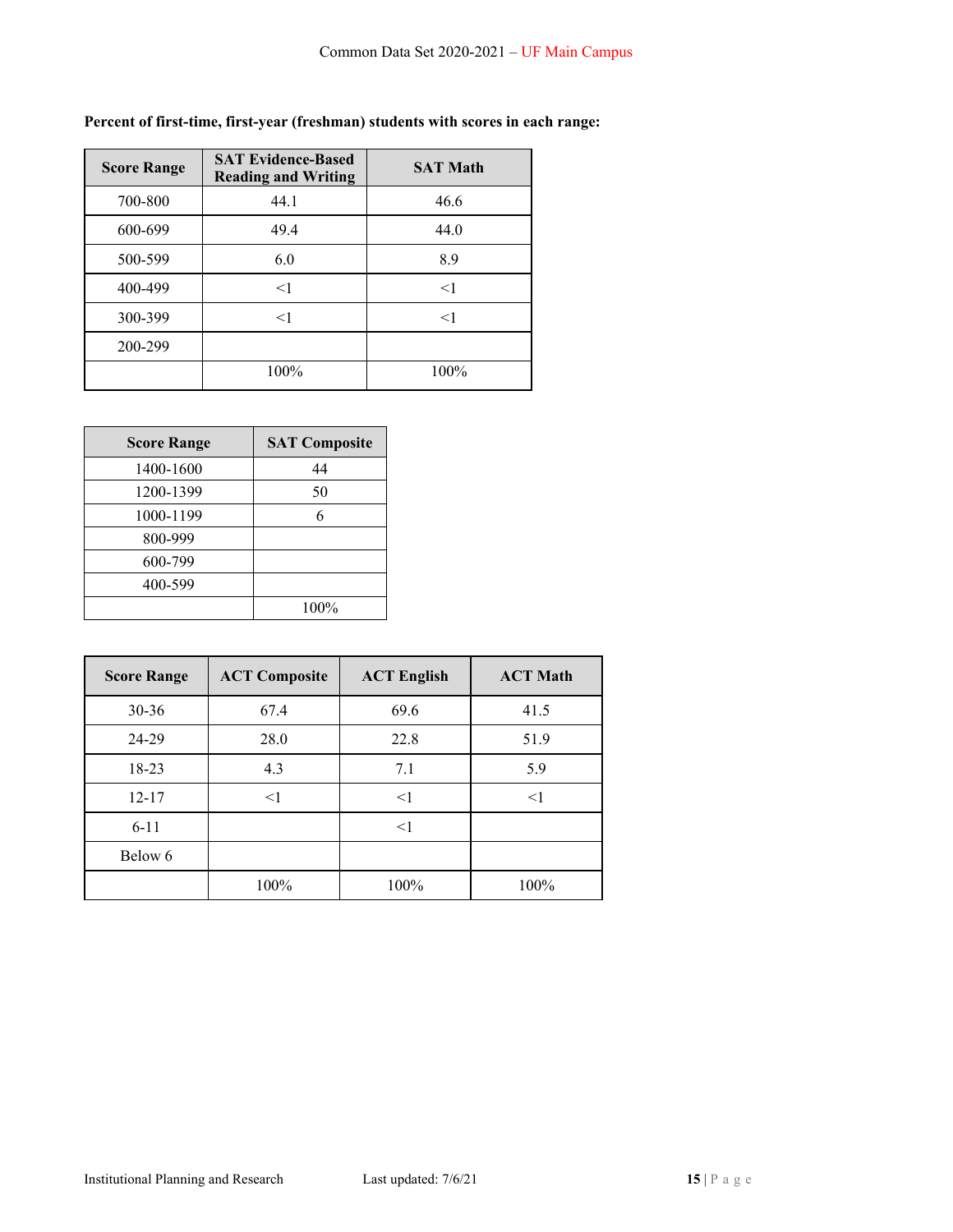**Percent of first-time, first-year (freshman) students with scores in each range:**

| Score Range | SAT Evidence-Based Reading and Writing | SAT Math |
|---|---|---|
| 700-800 | 44.1 | 46.6 |
| 600-699 | 49.4 | 44.0 |
| 500-599 | 6.0 | 8.9 |
| 400-499 | <1 | <1 |
| 300-399 | <1 | <1 |
| 200-299 | | |
| | 100% | 100% |

| Score Range | SAT Composite |
|---|---|
| 1400-1600 | 44 |
| 1200-1399 | 50 |
| 1000-1199 | 6 |
| 800-999 | |
| 600-799 | |
| 400-599 | |
| | 100% |

| Score Range | ACT Composite | ACT English | ACT Math |
|---|---|---|---|
| 30-36 | 67.4 | 69.6 | 41.5 |
| 24-29 | 28.0 | 22.8 | 51.9 |
| 18-23 | 4.3 | 7.1 | 5.9 |
| 12-17 | <1 | <1 | <1 |
| 6-11 | | <1 | |
| Below 6 | | | |
| | 100% | 100% | 100% |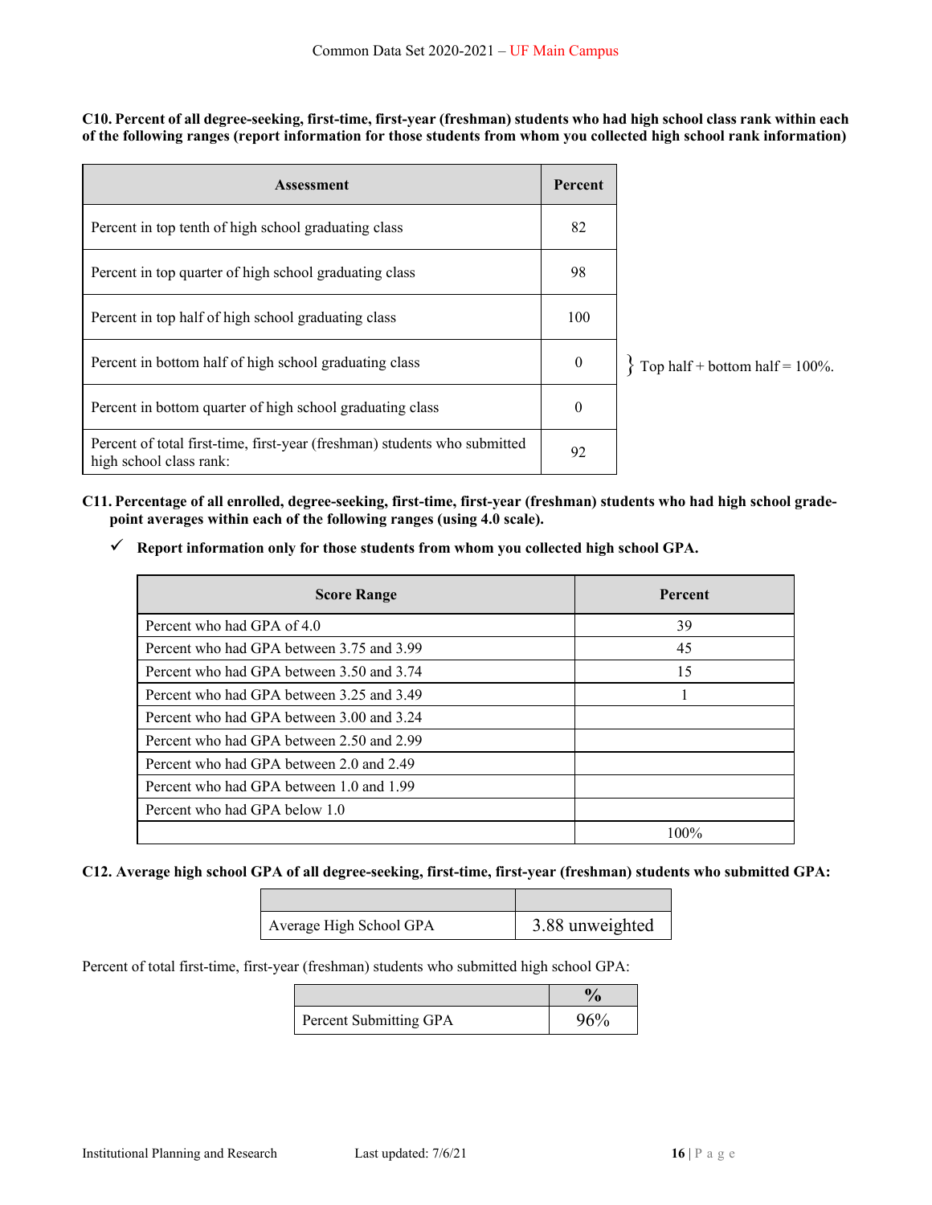**C10. Percent of all degree-seeking, first-time, first-year (freshman) students who had high school class rank within each of the following ranges (report information for those students from whom you collected high school rank information)**

| Assessment | Percent |
| --- | --- |
| Percent in top tenth of high school graduating class | 82 |
| Percent in top quarter of high school graduating class | 98 |
| Percent in top half of high school graduating class | 100 |
| Percent in bottom half of high school graduating class | 0 |
| Percent in bottom quarter of high school graduating class | 0 |
| Percent of total first-time, first-year (freshman) students who submitted high school class rank: | 92 |

} Top half + bottom half = 100%.

**C11. Percentage of all enrolled, degree-seeking, first-time, first-year (freshman) students who had high school grade-point averages within each of the following ranges (using 4.0 scale).**

✓ **Report information only for those students from whom you collected high school GPA.**

| Score Range | Percent |
| --- | --- |
| Percent who had GPA of 4.0 | 39 |
| Percent who had GPA between 3.75 and 3.99 | 45 |
| Percent who had GPA between 3.50 and 3.74 | 15 |
| Percent who had GPA between 3.25 and 3.49 | 1 |
| Percent who had GPA between 3.00 and 3.24 | |
| Percent who had GPA between 2.50 and 2.99 | |
| Percent who had GPA between 2.0 and 2.49 | |
| Percent who had GPA between 1.0 and 1.99 | |
| Percent who had GPA below 1.0 | |
| | 100% |

**C12. Average high school GPA of all degree-seeking, first-time, first-year (freshman) students who submitted GPA:**

| | |
| --- | --- |
| Average High School GPA | 3.88 unweighted |

Percent of total first-time, first-year (freshman) students who submitted high school GPA:

| | % |
| --- | --- |
| Percent Submitting GPA | 96% |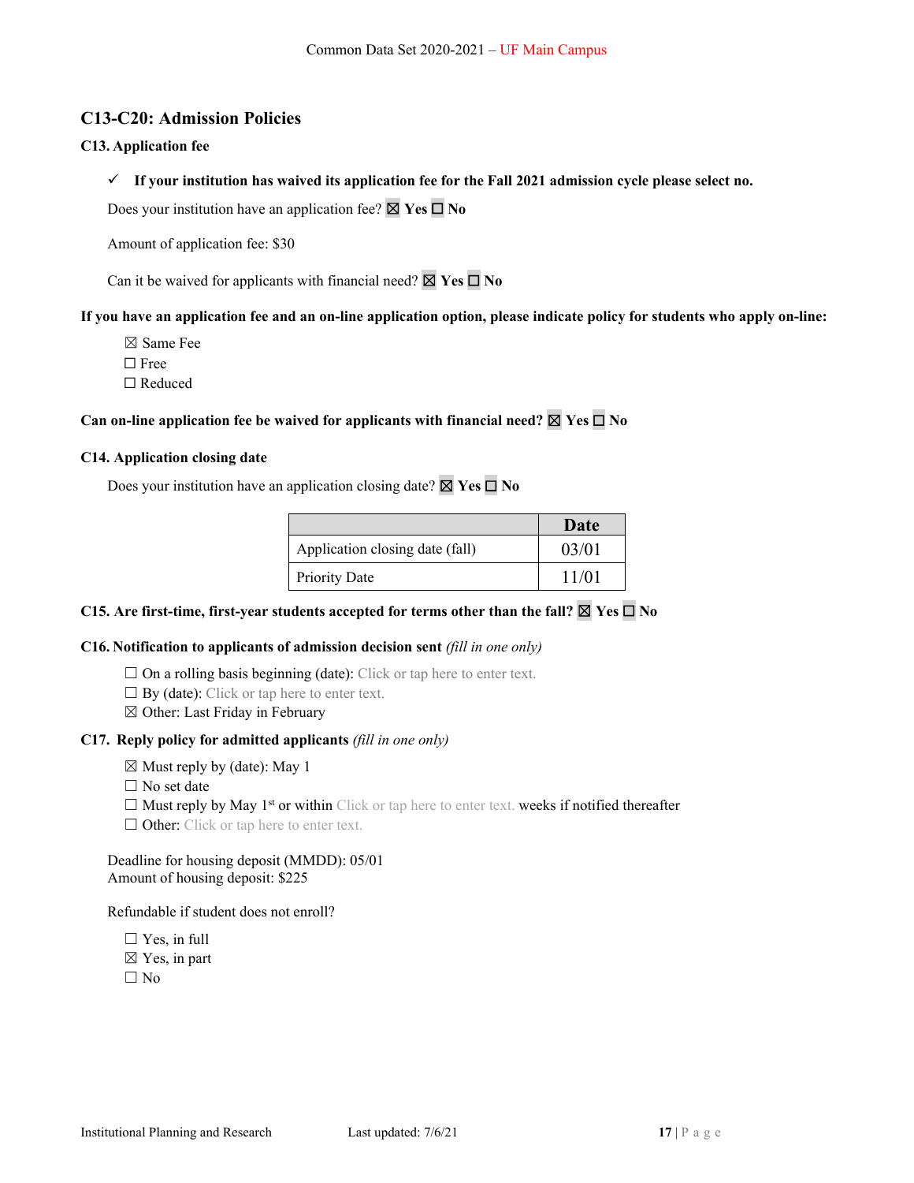## C13-C20: Admission Policies

### C13. Application fee

✓ **If your institution has waived its application fee for the Fall 2021 admission cycle please select no.**

Does your institution have an application fee? ☒ **Yes** ☐ **No**

Amount of application fee: $30

Can it be waived for applicants with financial need? ☒ **Yes** ☐ **No**

**If you have an application fee and an on-line application option, please indicate policy for students who apply on-line:**

☒ Same Fee
☐ Free
☐ Reduced

**Can on-line application fee be waived for applicants with financial need?** ☒ **Yes** ☐ **No**

### C14. Application closing date

Does your institution have an application closing date? ☒ **Yes** ☐ **No**

| | **Date** |
|---|---|
| Application closing date (fall) | 03/01 |
| Priority Date | 11/01 |

**C15. Are first-time, first-year students accepted for terms other than the fall?** ☒ **Yes** ☐ **No**

**C16. Notification to applicants of admission decision sent** *(fill in one only)*

☐ On a rolling basis beginning (date): Click or tap here to enter text.
☐ By (date): Click or tap here to enter text.
☒ Other: Last Friday in February

**C17. Reply policy for admitted applicants** *(fill in one only)*

☒ Must reply by (date): May 1
☐ No set date
☐ Must reply by May 1st or within Click or tap here to enter text. weeks if notified thereafter
☐ Other: Click or tap here to enter text.

Deadline for housing deposit (MMDD): 05/01
Amount of housing deposit: $225

Refundable if student does not enroll?

☐ Yes, in full
☒ Yes, in part
☐ No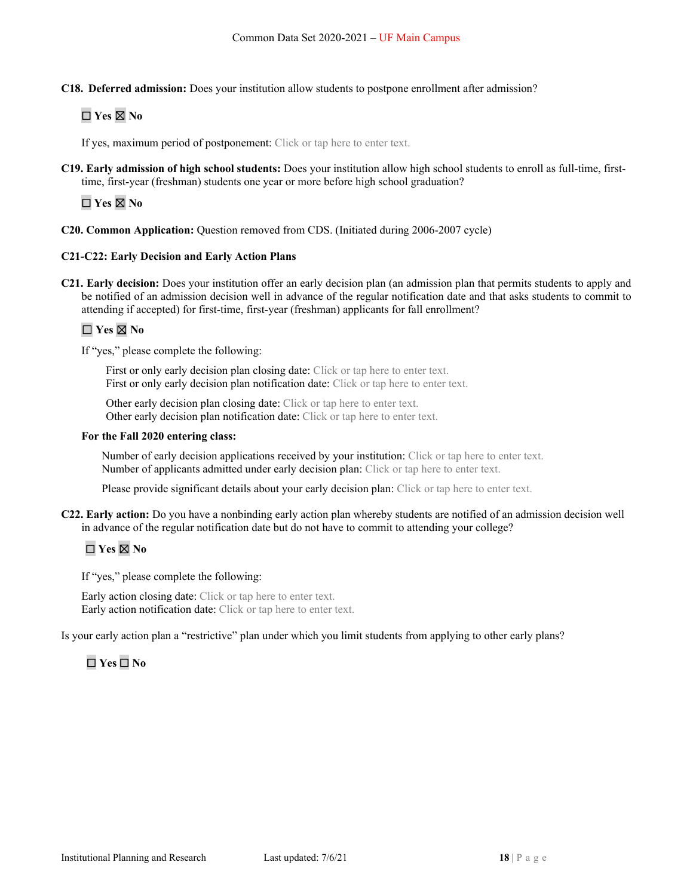**C18. Deferred admission:** Does your institution allow students to postpone enrollment after admission?

☐ **Yes** ☒ **No**

If yes, maximum period of postponement: Click or tap here to enter text.

**C19. Early admission of high school students:** Does your institution allow high school students to enroll as full-time, first-time, first-year (freshman) students one year or more before high school graduation?

☐ **Yes** ☒ **No**

**C20. Common Application:** Question removed from CDS. (Initiated during 2006-2007 cycle)

**C21-C22: Early Decision and Early Action Plans**

**C21. Early decision:** Does your institution offer an early decision plan (an admission plan that permits students to apply and be notified of an admission decision well in advance of the regular notification date and that asks students to commit to attending if accepted) for first-time, first-year (freshman) applicants for fall enrollment?

☐ **Yes** ☒ **No**

If "yes," please complete the following:

First or only early decision plan closing date: Click or tap here to enter text.
First or only early decision plan notification date: Click or tap here to enter text.

Other early decision plan closing date: Click or tap here to enter text.
Other early decision plan notification date: Click or tap here to enter text.

**For the Fall 2020 entering class:**

Number of early decision applications received by your institution: Click or tap here to enter text.
Number of applicants admitted under early decision plan: Click or tap here to enter text.

Please provide significant details about your early decision plan: Click or tap here to enter text.

**C22. Early action:** Do you have a nonbinding early action plan whereby students are notified of an admission decision well in advance of the regular notification date but do not have to commit to attending your college?

☐ **Yes** ☒ **No**

If "yes," please complete the following:

Early action closing date: Click or tap here to enter text.
Early action notification date: Click or tap here to enter text.

Is your early action plan a "restrictive" plan under which you limit students from applying to other early plans?

☐ **Yes** ☐ **No**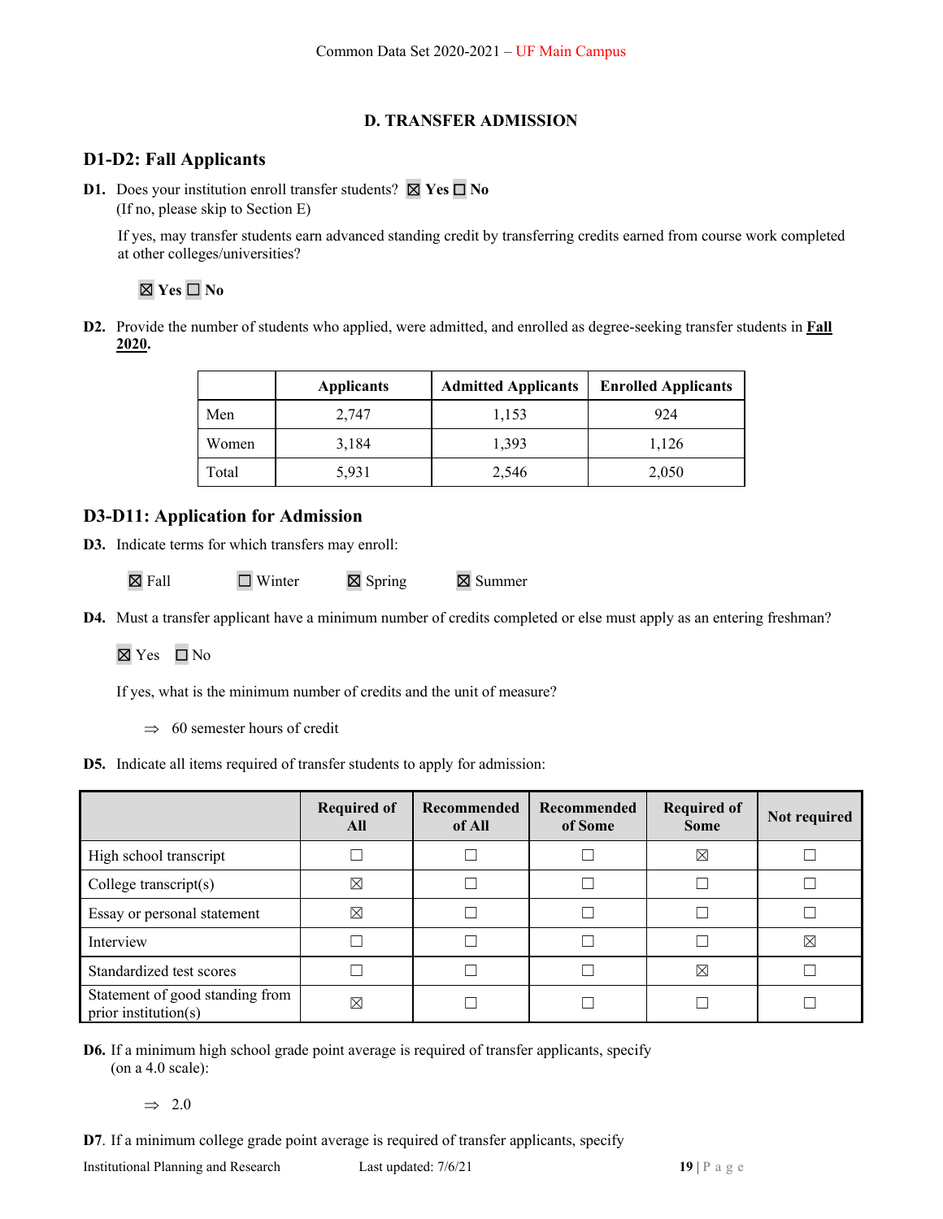## D. TRANSFER ADMISSION

### D1-D2: Fall Applicants

**D1.** Does your institution enroll transfer students? ☒ **Yes** ☐ **No**
(If no, please skip to Section E)

If yes, may transfer students earn advanced standing credit by transferring credits earned from course work completed at other colleges/universities?

☒ **Yes** ☐ **No**

**D2.** Provide the number of students who applied, were admitted, and enrolled as degree-seeking transfer students in **Fall 2020**.

| | Applicants | Admitted Applicants | Enrolled Applicants |
|---|---|---|---|
| Men | 2,747 | 1,153 | 924 |
| Women | 3,184 | 1,393 | 1,126 |
| Total | 5,931 | 2,546 | 2,050 |

### D3-D11: Application for Admission

**D3.** Indicate terms for which transfers may enroll:

☒ Fall ☐ Winter ☒ Spring ☒ Summer

**D4.** Must a transfer applicant have a minimum number of credits completed or else must apply as an entering freshman?

☒ Yes ☐ No

If yes, what is the minimum number of credits and the unit of measure?

⇒ 60 semester hours of credit

**D5.** Indicate all items required of transfer students to apply for admission:

| | Required of All | Recommended of All | Recommended of Some | Required of Some | Not required |
|---|---|---|---|---|---|
| High school transcript | ☐ | ☐ | ☐ | ☒ | ☐ |
| College transcript(s) | ☒ | ☐ | ☐ | ☐ | ☐ |
| Essay or personal statement | ☒ | ☐ | ☐ | ☐ | ☐ |
| Interview | ☐ | ☐ | ☐ | ☐ | ☒ |
| Standardized test scores | ☐ | ☐ | ☐ | ☒ | ☐ |
| Statement of good standing from prior institution(s) | ☒ | ☐ | ☐ | ☐ | ☐ |

**D6.** If a minimum high school grade point average is required of transfer applicants, specify (on a 4.0 scale):

⇒ 2.0

**D7**. If a minimum college grade point average is required of transfer applicants, specify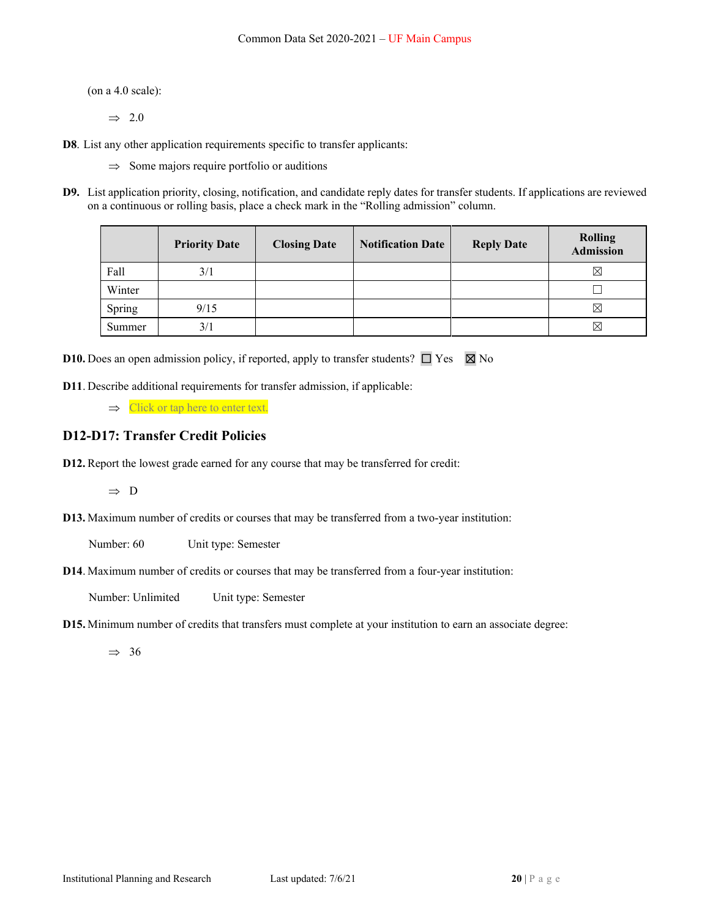(on a 4.0 scale):

⇒ 2.0

**D8**. List any other application requirements specific to transfer applicants:

⇒ Some majors require portfolio or auditions

**D9.** List application priority, closing, notification, and candidate reply dates for transfer students. If applications are reviewed on a continuous or rolling basis, place a check mark in the "Rolling admission" column.

| | Priority Date | Closing Date | Notification Date | Reply Date | Rolling Admission |
|---|---|---|---|---|---|
| Fall | 3/1 | | | | ☒ |
| Winter | | | | | ☐ |
| Spring | 9/15 | | | | ☒ |
| Summer | 3/1 | | | | ☒ |

**D10.** Does an open admission policy, if reported, apply to transfer students? ☐ Yes ☒ No

**D11**. Describe additional requirements for transfer admission, if applicable:

⇒ Click or tap here to enter text.

## D12-D17: Transfer Credit Policies

**D12.** Report the lowest grade earned for any course that may be transferred for credit:

⇒ D

**D13.** Maximum number of credits or courses that may be transferred from a two-year institution:

Number: 60 Unit type: Semester

**D14**. Maximum number of credits or courses that may be transferred from a four-year institution:

Number: Unlimited Unit type: Semester

**D15.** Minimum number of credits that transfers must complete at your institution to earn an associate degree:

⇒ 36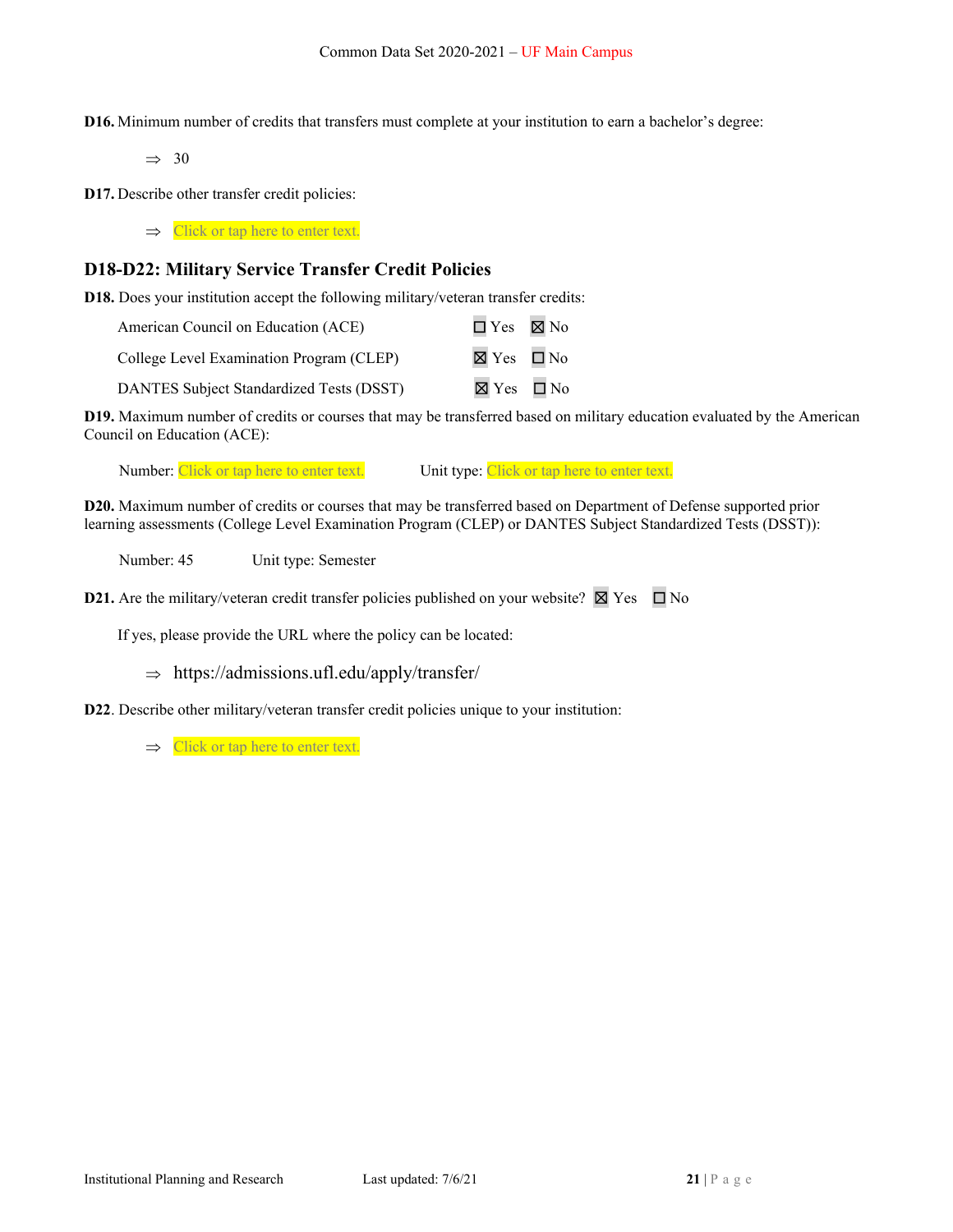**D16.** Minimum number of credits that transfers must complete at your institution to earn a bachelor's degree:

⇒ 30

**D17.** Describe other transfer credit policies:

⇒ Click or tap here to enter text.

## D18-D22: Military Service Transfer Credit Policies

**D18.** Does your institution accept the following military/veteran transfer credits:

| | |
|---|---|
| American Council on Education (ACE) | ☐ Yes ☒ No |
| College Level Examination Program (CLEP) | ☒ Yes ☐ No |
| DANTES Subject Standardized Tests (DSST) | ☒ Yes ☐ No |

**D19.** Maximum number of credits or courses that may be transferred based on military education evaluated by the American Council on Education (ACE):

Number: Click or tap here to enter text. Unit type: Click or tap here to enter text.

**D20.** Maximum number of credits or courses that may be transferred based on Department of Defense supported prior learning assessments (College Level Examination Program (CLEP) or DANTES Subject Standardized Tests (DSST)):

Number: 45 Unit type: Semester

**D21.** Are the military/veteran credit transfer policies published on your website? ☒ Yes ☐ No

If yes, please provide the URL where the policy can be located:

⇒ https://admissions.ufl.edu/apply/transfer/

**D22**. Describe other military/veteran transfer credit policies unique to your institution:

⇒ Click or tap here to enter text.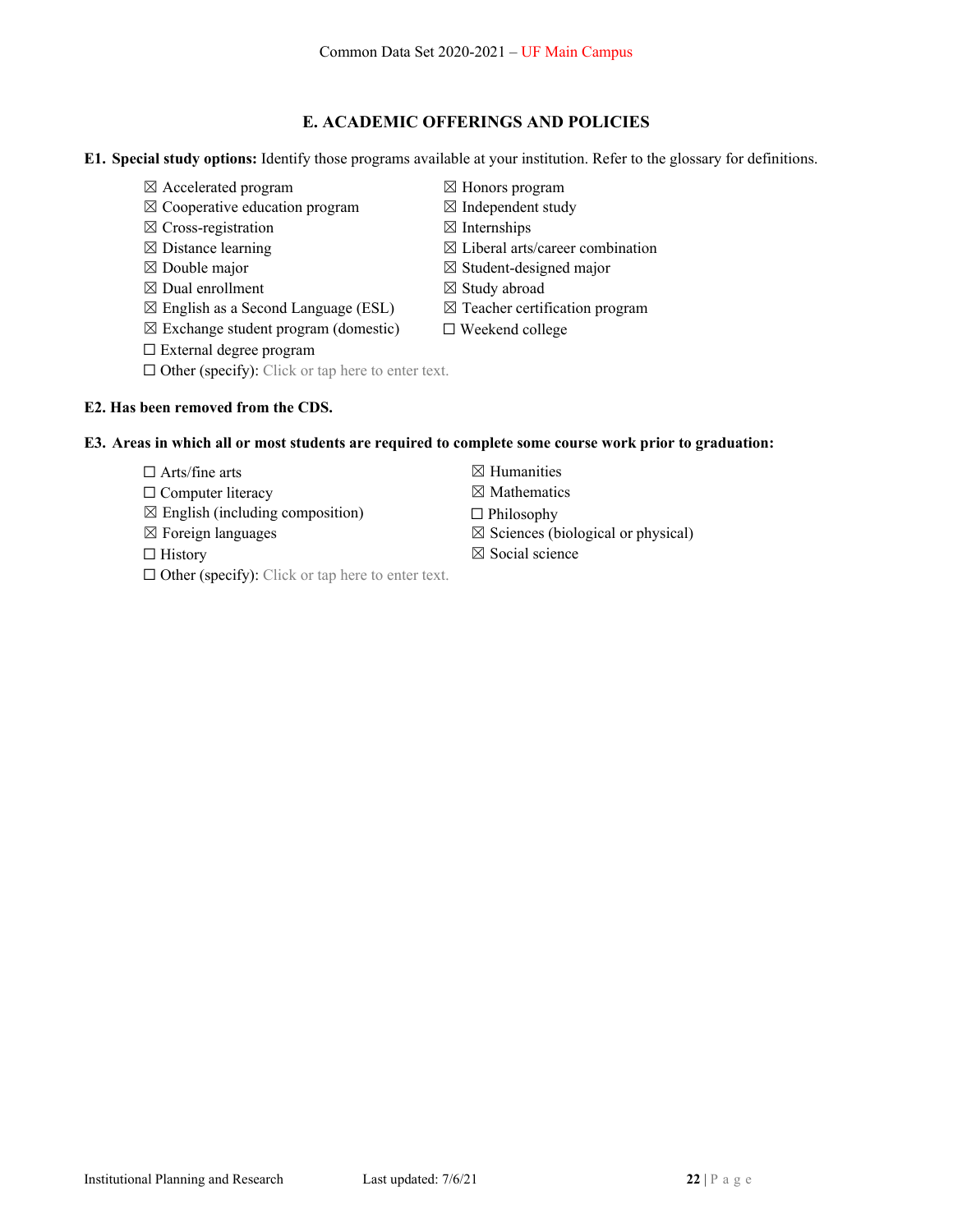## E. ACADEMIC OFFERINGS AND POLICIES

**E1. Special study options:** Identify those programs available at your institution. Refer to the glossary for definitions.

- ☒ Accelerated program
- ☒ Cooperative education program
- ☒ Cross-registration
- ☒ Distance learning
- ☒ Double major
- ☒ Dual enrollment
- ☒ English as a Second Language (ESL)
- ☒ Exchange student program (domestic)
- ☐ External degree program
- ☒ Honors program
- ☒ Independent study
- ☒ Internships
- ☒ Liberal arts/career combination
- ☒ Student-designed major
- ☒ Study abroad
- ☒ Teacher certification program
- ☐ Weekend college
- ☐ Other (specify): Click or tap here to enter text.

**E2. Has been removed from the CDS.**

**E3. Areas in which all or most students are required to complete some course work prior to graduation:**

- ☐ Arts/fine arts
- ☐ Computer literacy
- ☒ English (including composition)
- ☒ Foreign languages
- ☐ History
- ☒ Humanities
- ☒ Mathematics
- ☐ Philosophy
- ☒ Sciences (biological or physical)
- ☒ Social science
- ☐ Other (specify): Click or tap here to enter text.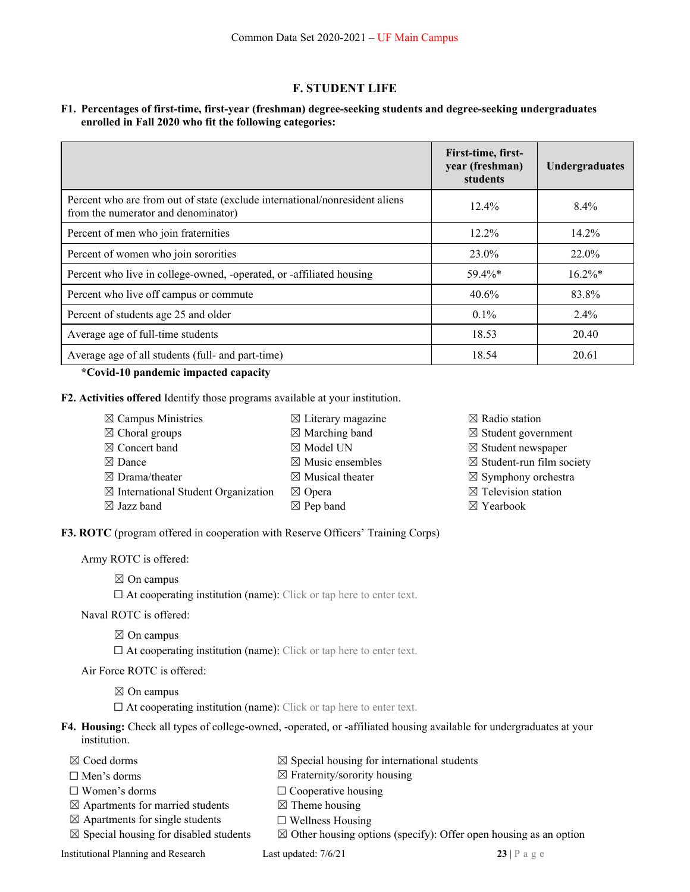# F. STUDENT LIFE

**F1. Percentages of first-time, first-year (freshman) degree-seeking students and degree-seeking undergraduates enrolled in Fall 2020 who fit the following categories:**

| | First-time, first-year (freshman) students | Undergraduates |
|---|---|---|
| Percent who are from out of state (exclude international/nonresident aliens from the numerator and denominator) | 12.4% | 8.4% |
| Percent of men who join fraternities | 12.2% | 14.2% |
| Percent of women who join sororities | 23.0% | 22.0% |
| Percent who live in college-owned, -operated, or -affiliated housing | 59.4%* | 16.2%* |
| Percent who live off campus or commute | 40.6% | 83.8% |
| Percent of students age 25 and older | 0.1% | 2.4% |
| Average age of full-time students | 18.53 | 20.40 |
| Average age of all students (full- and part-time) | 18.54 | 20.61 |

**\*Covid-10 pandemic impacted capacity**

**F2. Activities offered** Identify those programs available at your institution.

- ☒ Campus Ministries
- ☒ Choral groups
- ☒ Concert band
- ☒ Dance
- ☒ Drama/theater
- ☒ International Student Organization
- ☒ Jazz band
- ☒ Literary magazine
- ☒ Marching band
- ☒ Model UN
- ☒ Music ensembles
- ☒ Musical theater
- ☒ Opera
- ☒ Pep band
- ☒ Radio station
- ☒ Student government
- ☒ Student newspaper
- ☒ Student-run film society
- ☒ Symphony orchestra
- ☒ Television station
- ☒ Yearbook

**F3. ROTC** (program offered in cooperation with Reserve Officers' Training Corps)

Army ROTC is offered:

- ☒ On campus
- ☐ At cooperating institution (name): Click or tap here to enter text.

Naval ROTC is offered:

- ☒ On campus
- ☐ At cooperating institution (name): Click or tap here to enter text.

Air Force ROTC is offered:

- ☒ On campus
- ☐ At cooperating institution (name): Click or tap here to enter text.

**F4. Housing:** Check all types of college-owned, -operated, or -affiliated housing available for undergraduates at your institution.

- ☒ Coed dorms
- ☐ Men's dorms
- ☐ Women's dorms
- ☒ Apartments for married students
- ☒ Apartments for single students
- ☒ Special housing for disabled students
- ☒ Special housing for international students
- ☒ Fraternity/sorority housing
- ☐ Cooperative housing
- ☒ Theme housing
- ☐ Wellness Housing
- ☒ Other housing options (specify): Offer open housing as an option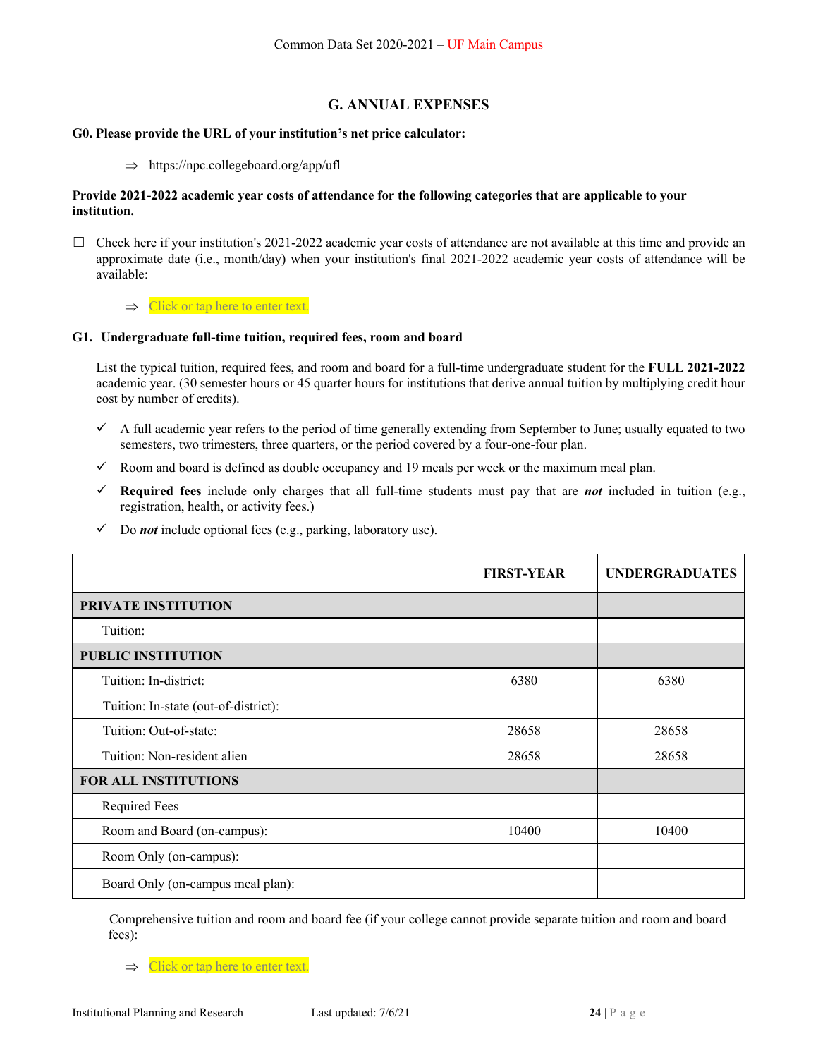# G. ANNUAL EXPENSES

**G0. Please provide the URL of your institution's net price calculator:**

⇒ https://npc.collegeboard.org/app/ufl

**Provide 2021-2022 academic year costs of attendance for the following categories that are applicable to your institution.**

☐ Check here if your institution's 2021-2022 academic year costs of attendance are not available at this time and provide an approximate date (i.e., month/day) when your institution's final 2021-2022 academic year costs of attendance will be available:

⇒ Click or tap here to enter text.

**G1. Undergraduate full-time tuition, required fees, room and board**

List the typical tuition, required fees, and room and board for a full-time undergraduate student for the **FULL 2021-2022** academic year. (30 semester hours or 45 quarter hours for institutions that derive annual tuition by multiplying credit hour cost by number of credits).

- ✓ A full academic year refers to the period of time generally extending from September to June; usually equated to two semesters, two trimesters, three quarters, or the period covered by a four-one-four plan.
- ✓ Room and board is defined as double occupancy and 19 meals per week or the maximum meal plan.
- ✓ **Required fees** include only charges that all full-time students must pay that are ***not*** included in tuition (e.g., registration, health, or activity fees.)
- ✓ Do ***not*** include optional fees (e.g., parking, laboratory use).

| | FIRST-YEAR | UNDERGRADUATES |
|---|---|---|
| **PRIVATE INSTITUTION** | | |
| Tuition: | | |
| **PUBLIC INSTITUTION** | | |
| Tuition: In-district: | 6380 | 6380 |
| Tuition: In-state (out-of-district): | | |
| Tuition: Out-of-state: | 28658 | 28658 |
| Tuition: Non-resident alien | 28658 | 28658 |
| **FOR ALL INSTITUTIONS** | | |
| Required Fees | | |
| Room and Board (on-campus): | 10400 | 10400 |
| Room Only (on-campus): | | |
| Board Only (on-campus meal plan): | | |

Comprehensive tuition and room and board fee (if your college cannot provide separate tuition and room and board fees):

⇒ Click or tap here to enter text.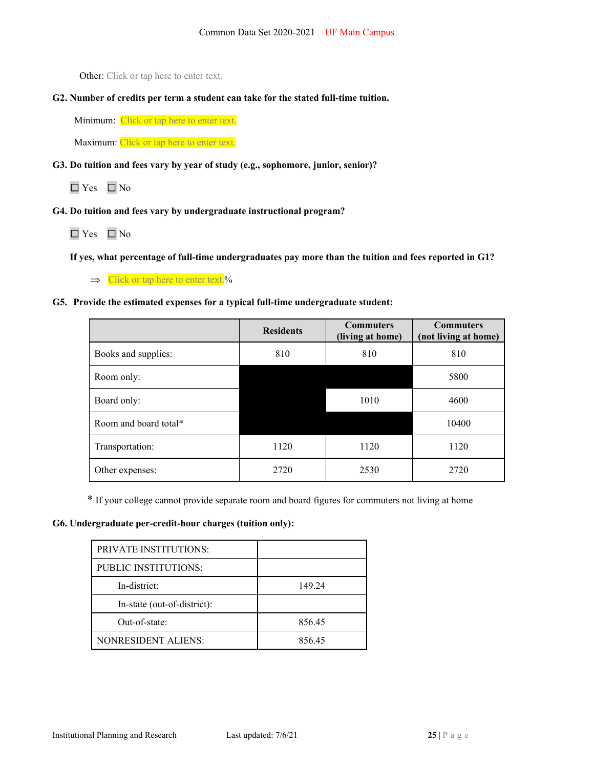Other: Click or tap here to enter text.

**G2. Number of credits per term a student can take for the stated full-time tuition.**

Minimum: Click or tap here to enter text.

Maximum: Click or tap here to enter text.

**G3. Do tuition and fees vary by year of study (e.g., sophomore, junior, senior)?**

☐ Yes ☐ No

**G4. Do tuition and fees vary by undergraduate instructional program?**

☐ Yes ☐ No

**If yes, what percentage of full-time undergraduates pay more than the tuition and fees reported in G1?**

⇒ Click or tap here to enter text.%

**G5. Provide the estimated expenses for a typical full-time undergraduate student:**

| | **Residents** | **Commuters (living at home)** | **Commuters (not living at home)** |
|---|---|---|---|
| Books and supplies: | 810 | 810 | 810 |
| Room only: | | | 5800 |
| Board only: | | 1010 | 4600 |
| Room and board total* | | | 10400 |
| Transportation: | 1120 | 1120 | 1120 |
| Other expenses: | 2720 | 2530 | 2720 |

\* If your college cannot provide separate room and board figures for commuters not living at home

**G6. Undergraduate per-credit-hour charges (tuition only):**

| PRIVATE INSTITUTIONS: | |
|---|---|
| PUBLIC INSTITUTIONS: | |
| In-district: | 149.24 |
| In-state (out-of-district): | |
| Out-of-state: | 856.45 |
| NONRESIDENT ALIENS: | 856.45 |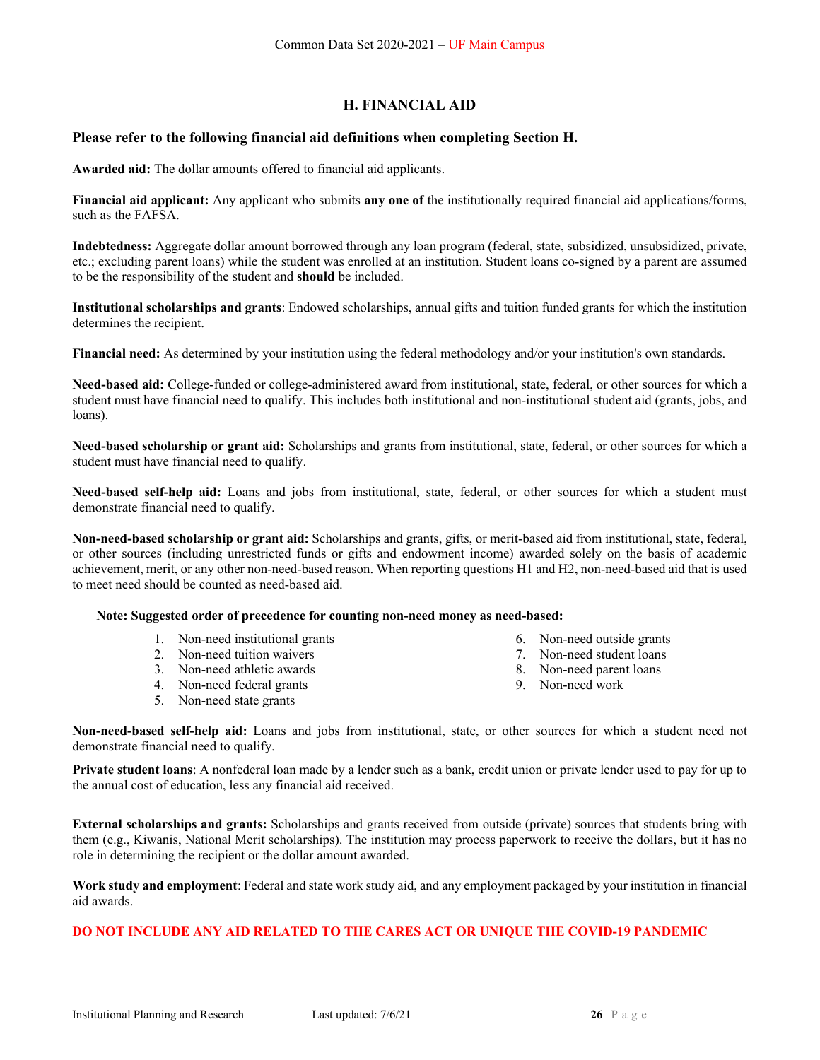## H. FINANCIAL AID

### Please refer to the following financial aid definitions when completing Section H.

**Awarded aid:** The dollar amounts offered to financial aid applicants.

**Financial aid applicant:** Any applicant who submits **any one of** the institutionally required financial aid applications/forms, such as the FAFSA.

**Indebtedness:** Aggregate dollar amount borrowed through any loan program (federal, state, subsidized, unsubsidized, private, etc.; excluding parent loans) while the student was enrolled at an institution. Student loans co-signed by a parent are assumed to be the responsibility of the student and **should** be included.

**Institutional scholarships and grants**: Endowed scholarships, annual gifts and tuition funded grants for which the institution determines the recipient.

**Financial need:** As determined by your institution using the federal methodology and/or your institution's own standards.

**Need-based aid:** College-funded or college-administered award from institutional, state, federal, or other sources for which a student must have financial need to qualify. This includes both institutional and non-institutional student aid (grants, jobs, and loans).

**Need-based scholarship or grant aid:** Scholarships and grants from institutional, state, federal, or other sources for which a student must have financial need to qualify.

**Need-based self-help aid:** Loans and jobs from institutional, state, federal, or other sources for which a student must demonstrate financial need to qualify.

**Non-need-based scholarship or grant aid:** Scholarships and grants, gifts, or merit-based aid from institutional, state, federal, or other sources (including unrestricted funds or gifts and endowment income) awarded solely on the basis of academic achievement, merit, or any other non-need-based reason. When reporting questions H1 and H2, non-need-based aid that is used to meet need should be counted as need-based aid.

**Note: Suggested order of precedence for counting non-need money as need-based:**

1. Non-need institutional grants
2. Non-need tuition waivers
3. Non-need athletic awards
4. Non-need federal grants
5. Non-need state grants
6. Non-need outside grants
7. Non-need student loans
8. Non-need parent loans
9. Non-need work

**Non-need-based self-help aid:** Loans and jobs from institutional, state, or other sources for which a student need not demonstrate financial need to qualify.

**Private student loans**: A nonfederal loan made by a lender such as a bank, credit union or private lender used to pay for up to the annual cost of education, less any financial aid received.

**External scholarships and grants:** Scholarships and grants received from outside (private) sources that students bring with them (e.g., Kiwanis, National Merit scholarships). The institution may process paperwork to receive the dollars, but it has no role in determining the recipient or the dollar amount awarded.

**Work study and employment**: Federal and state work study aid, and any employment packaged by your institution in financial aid awards.

**DO NOT INCLUDE ANY AID RELATED TO THE CARES ACT OR UNIQUE THE COVID-19 PANDEMIC**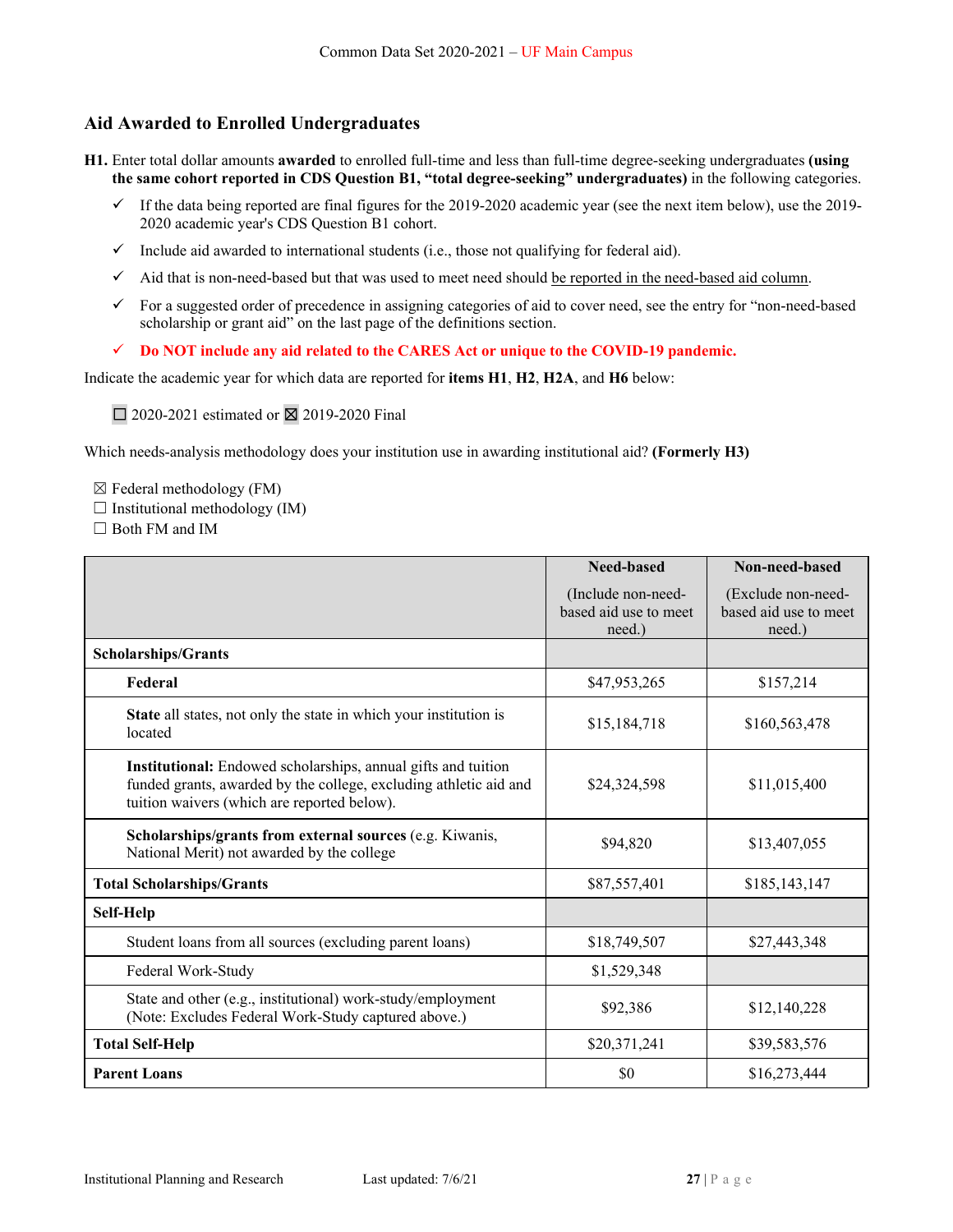## Aid Awarded to Enrolled Undergraduates

**H1.** Enter total dollar amounts **awarded** to enrolled full-time and less than full-time degree-seeking undergraduates **(using the same cohort reported in CDS Question B1, "total degree-seeking" undergraduates)** in the following categories.

- ✓ If the data being reported are final figures for the 2019-2020 academic year (see the next item below), use the 2019-2020 academic year's CDS Question B1 cohort.
- ✓ Include aid awarded to international students (i.e., those not qualifying for federal aid).
- ✓ Aid that is non-need-based but that was used to meet need should be reported in the need-based aid column.
- ✓ For a suggested order of precedence in assigning categories of aid to cover need, see the entry for "non-need-based scholarship or grant aid" on the last page of the definitions section.
- ✓ **Do NOT include any aid related to the CARES Act or unique to the COVID-19 pandemic.**

Indicate the academic year for which data are reported for **items H1**, **H2**, **H2A**, and **H6** below:

☐ 2020-2021 estimated or ☒ 2019-2020 Final

Which needs-analysis methodology does your institution use in awarding institutional aid? **(Formerly H3)**

☒ Federal methodology (FM)
☐ Institutional methodology (IM)
☐ Both FM and IM

| | **Need-based** (Include non-need-based aid use to meet need.) | **Non-need-based** (Exclude non-need-based aid use to meet need.) |
|---|---|---|
| **Scholarships/Grants** | | |
| **Federal** | $47,953,265 | $157,214 |
| **State** all states, not only the state in which your institution is located | $15,184,718 | $160,563,478 |
| **Institutional:** Endowed scholarships, annual gifts and tuition funded grants, awarded by the college, excluding athletic aid and tuition waivers (which are reported below). | $24,324,598 | $11,015,400 |
| **Scholarships/grants from external sources** (e.g. Kiwanis, National Merit) not awarded by the college | $94,820 | $13,407,055 |
| **Total Scholarships/Grants** | $87,557,401 | $185,143,147 |
| **Self-Help** | | |
| Student loans from all sources (excluding parent loans) | $18,749,507 | $27,443,348 |
| Federal Work-Study | $1,529,348 | |
| State and other (e.g., institutional) work-study/employment (Note: Excludes Federal Work-Study captured above.) | $92,386 | $12,140,228 |
| **Total Self-Help** | $20,371,241 | $39,583,576 |
| **Parent Loans** | $0 | $16,273,444 |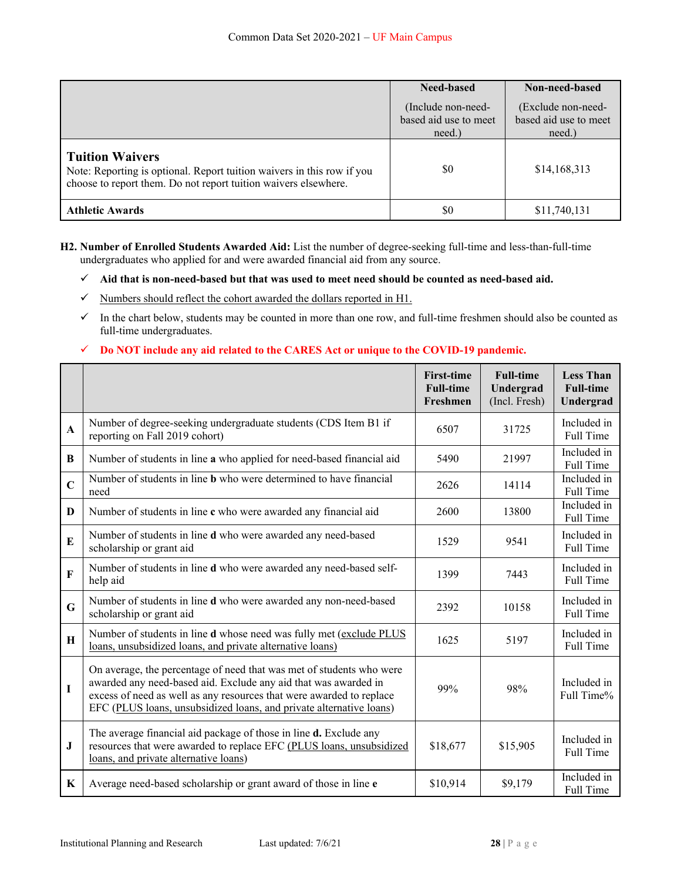| | Need-based (Include non-need-based aid use to meet need.) | Non-need-based (Exclude non-need-based aid use to meet need.) |
|---|---|---|
| **Tuition Waivers** Note: Reporting is optional. Report tuition waivers in this row if you choose to report them. Do not report tuition waivers elsewhere. | $0 | $14,168,313 |
| **Athletic Awards** | $0 | $11,740,131 |

**H2. Number of Enrolled Students Awarded Aid:** List the number of degree-seeking full-time and less-than-full-time undergraduates who applied for and were awarded financial aid from any source.

- ✓ **Aid that is non-need-based but that was used to meet need should be counted as need-based aid.**
- ✓ Numbers should reflect the cohort awarded the dollars reported in H1.
- ✓ In the chart below, students may be counted in more than one row, and full-time freshmen should also be counted as full-time undergraduates.
- ✓ **Do NOT include any aid related to the CARES Act or unique to the COVID-19 pandemic.**

| | | **First-time Full-time Freshmen** | **Full-time Undergrad** (Incl. Fresh) | **Less Than Full-time Undergrad** |
|---|---|---|---|---|
| **A** | Number of degree-seeking undergraduate students (CDS Item B1 if reporting on Fall 2019 cohort) | 6507 | 31725 | Included in Full Time |
| **B** | Number of students in line **a** who applied for need-based financial aid | 5490 | 21997 | Included in Full Time |
| **C** | Number of students in line **b** who were determined to have financial need | 2626 | 14114 | Included in Full Time |
| **D** | Number of students in line **c** who were awarded any financial aid | 2600 | 13800 | Included in Full Time |
| **E** | Number of students in line **d** who were awarded any need-based scholarship or grant aid | 1529 | 9541 | Included in Full Time |
| **F** | Number of students in line **d** who were awarded any need-based self-help aid | 1399 | 7443 | Included in Full Time |
| **G** | Number of students in line **d** who were awarded any non-need-based scholarship or grant aid | 2392 | 10158 | Included in Full Time |
| **H** | Number of students in line **d** whose need was fully met (exclude PLUS loans, unsubsidized loans, and private alternative loans) | 1625 | 5197 | Included in Full Time |
| **I** | On average, the percentage of need that was met of students who were awarded any need-based aid. Exclude any aid that was awarded in excess of need as well as any resources that were awarded to replace EFC (PLUS loans, unsubsidized loans, and private alternative loans) | 99% | 98% | Included in Full Time% |
| **J** | The average financial aid package of those in line **d.** Exclude any resources that were awarded to replace EFC (PLUS loans, unsubsidized loans, and private alternative loans) | $18,677 | $15,905 | Included in Full Time |
| **K** | Average need-based scholarship or grant award of those in line **e** | $10,914 | $9,179 | Included in Full Time |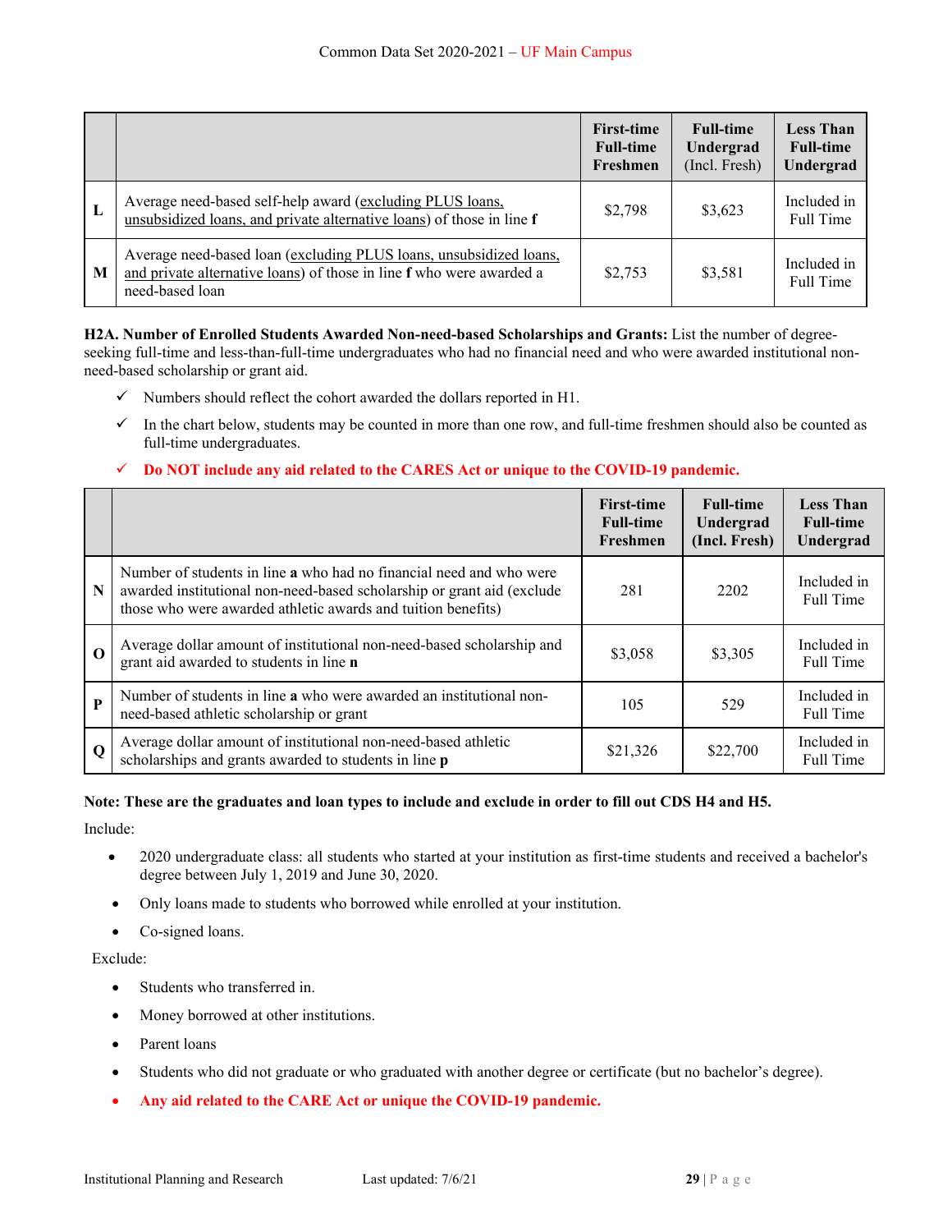| | | First-time Full-time Freshmen | Full-time Undergrad (Incl. Fresh) | Less Than Full-time Undergrad |
|---|---|---|---|---|
| L | Average need-based self-help award (excluding PLUS loans, unsubsidized loans, and private alternative loans) of those in line **f** | $2,798 | $3,623 | Included in Full Time |
| M | Average need-based loan (excluding PLUS loans, unsubsidized loans, and private alternative loans) of those in line **f** who were awarded a need-based loan | $2,753 | $3,581 | Included in Full Time |

**H2A. Number of Enrolled Students Awarded Non-need-based Scholarships and Grants:** List the number of degree-seeking full-time and less-than-full-time undergraduates who had no financial need and who were awarded institutional non-need-based scholarship or grant aid.

- ✓ Numbers should reflect the cohort awarded the dollars reported in H1.
- ✓ In the chart below, students may be counted in more than one row, and full-time freshmen should also be counted as full-time undergraduates.
- ✓ **Do NOT include any aid related to the CARES Act or unique to the COVID-19 pandemic.**

| | | First-time Full-time Freshmen | Full-time Undergrad (Incl. Fresh) | Less Than Full-time Undergrad |
|---|---|---|---|---|
| N | Number of students in line **a** who had no financial need and who were awarded institutional non-need-based scholarship or grant aid (exclude those who were awarded athletic awards and tuition benefits) | 281 | 2202 | Included in Full Time |
| O | Average dollar amount of institutional non-need-based scholarship and grant aid awarded to students in line **n** | $3,058 | $3,305 | Included in Full Time |
| P | Number of students in line **a** who were awarded an institutional non-need-based athletic scholarship or grant | 105 | 529 | Included in Full Time |
| Q | Average dollar amount of institutional non-need-based athletic scholarships and grants awarded to students in line **p** | $21,326 | $22,700 | Included in Full Time |

**Note: These are the graduates and loan types to include and exclude in order to fill out CDS H4 and H5.**

Include:

- 2020 undergraduate class: all students who started at your institution as first-time students and received a bachelor's degree between July 1, 2019 and June 30, 2020.
- Only loans made to students who borrowed while enrolled at your institution.
- Co-signed loans.

Exclude:

- Students who transferred in.
- Money borrowed at other institutions.
- Parent loans
- Students who did not graduate or who graduated with another degree or certificate (but no bachelor's degree).
- **Any aid related to the CARE Act or unique the COVID-19 pandemic.**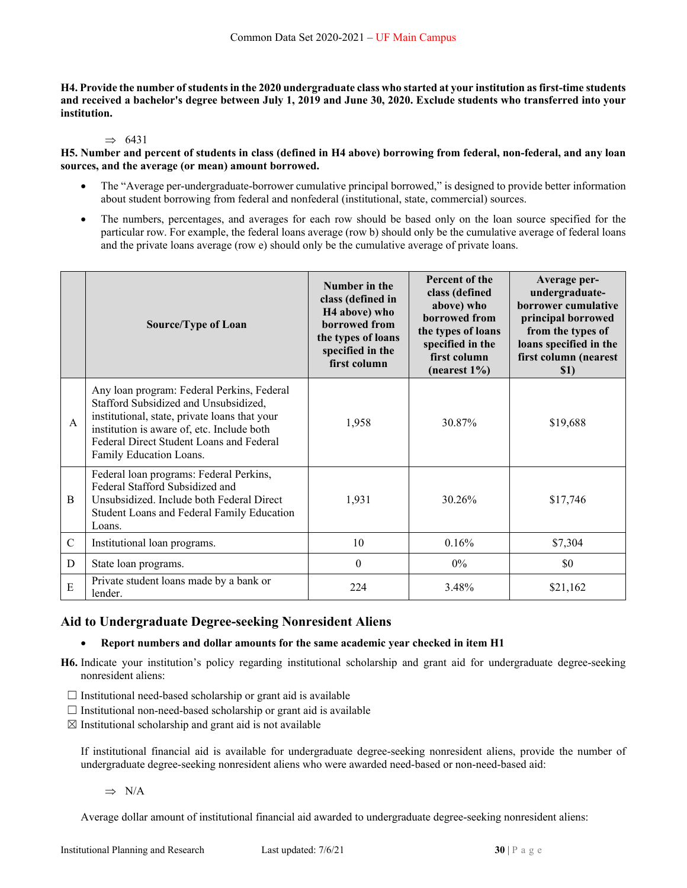**H4. Provide the number of students in the 2020 undergraduate class who started at your institution as first-time students and received a bachelor's degree between July 1, 2019 and June 30, 2020. Exclude students who transferred into your institution.**

⇒ 6431

**H5. Number and percent of students in class (defined in H4 above) borrowing from federal, non-federal, and any loan sources, and the average (or mean) amount borrowed.**

- The "Average per-undergraduate-borrower cumulative principal borrowed," is designed to provide better information about student borrowing from federal and nonfederal (institutional, state, commercial) sources.
- The numbers, percentages, and averages for each row should be based only on the loan source specified for the particular row. For example, the federal loans average (row b) should only be the cumulative average of federal loans and the private loans average (row e) should only be the cumulative average of private loans.

| | Source/Type of Loan | Number in the class (defined in H4 above) who borrowed from the types of loans specified in the first column | Percent of the class (defined above) who borrowed from the types of loans specified in the first column (nearest 1%) | Average per-undergraduate-borrower cumulative principal borrowed from the types of loans specified in the first column (nearest $1) |
|---|---|---|---|---|
| A | Any loan program: Federal Perkins, Federal Stafford Subsidized and Unsubsidized, institutional, state, private loans that your institution is aware of, etc. Include both Federal Direct Student Loans and Federal Family Education Loans. | 1,958 | 30.87% | $19,688 |
| B | Federal loan programs: Federal Perkins, Federal Stafford Subsidized and Unsubsidized. Include both Federal Direct Student Loans and Federal Family Education Loans. | 1,931 | 30.26% | $17,746 |
| C | Institutional loan programs. | 10 | 0.16% | $7,304 |
| D | State loan programs. | 0 | 0% | $0 |
| E | Private student loans made by a bank or lender. | 224 | 3.48% | $21,162 |

## Aid to Undergraduate Degree-seeking Nonresident Aliens

- **Report numbers and dollar amounts for the same academic year checked in item H1**

**H6.** Indicate your institution's policy regarding institutional scholarship and grant aid for undergraduate degree-seeking nonresident aliens:

☐ Institutional need-based scholarship or grant aid is available
☐ Institutional non-need-based scholarship or grant aid is available
☒ Institutional scholarship and grant aid is not available

If institutional financial aid is available for undergraduate degree-seeking nonresident aliens, provide the number of undergraduate degree-seeking nonresident aliens who were awarded need-based or non-need-based aid:

⇒ N/A

Average dollar amount of institutional financial aid awarded to undergraduate degree-seeking nonresident aliens: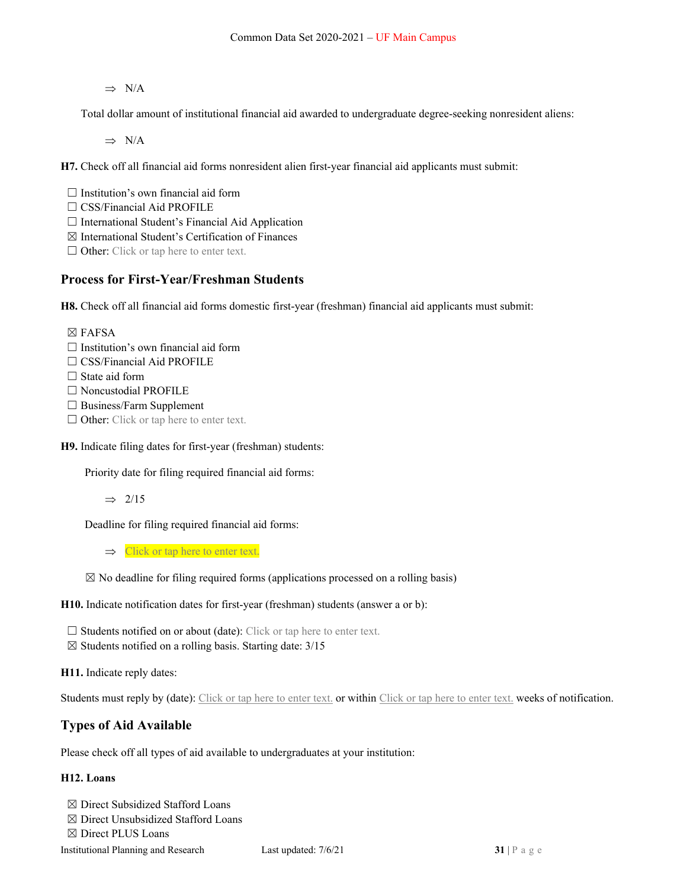⇒ N/A

Total dollar amount of institutional financial aid awarded to undergraduate degree-seeking nonresident aliens:

⇒ N/A

**H7.** Check off all financial aid forms nonresident alien first-year financial aid applicants must submit:

☐ Institution's own financial aid form
☐ CSS/Financial Aid PROFILE
☐ International Student's Financial Aid Application
☒ International Student's Certification of Finances
☐ Other: Click or tap here to enter text.

## Process for First-Year/Freshman Students

**H8.** Check off all financial aid forms domestic first-year (freshman) financial aid applicants must submit:

☒ FAFSA
☐ Institution's own financial aid form
☐ CSS/Financial Aid PROFILE
☐ State aid form
☐ Noncustodial PROFILE
☐ Business/Farm Supplement
☐ Other: Click or tap here to enter text.

**H9.** Indicate filing dates for first-year (freshman) students:

Priority date for filing required financial aid forms:

⇒ 2/15

Deadline for filing required financial aid forms:

⇒ Click or tap here to enter text.

☒ No deadline for filing required forms (applications processed on a rolling basis)

**H10.** Indicate notification dates for first-year (freshman) students (answer a or b):

☐ Students notified on or about (date): Click or tap here to enter text.
☒ Students notified on a rolling basis. Starting date: 3/15

**H11.** Indicate reply dates:

Students must reply by (date): Click or tap here to enter text. or within Click or tap here to enter text. weeks of notification.

## Types of Aid Available

Please check off all types of aid available to undergraduates at your institution:

**H12. Loans**

☒ Direct Subsidized Stafford Loans
☒ Direct Unsubsidized Stafford Loans
☒ Direct PLUS Loans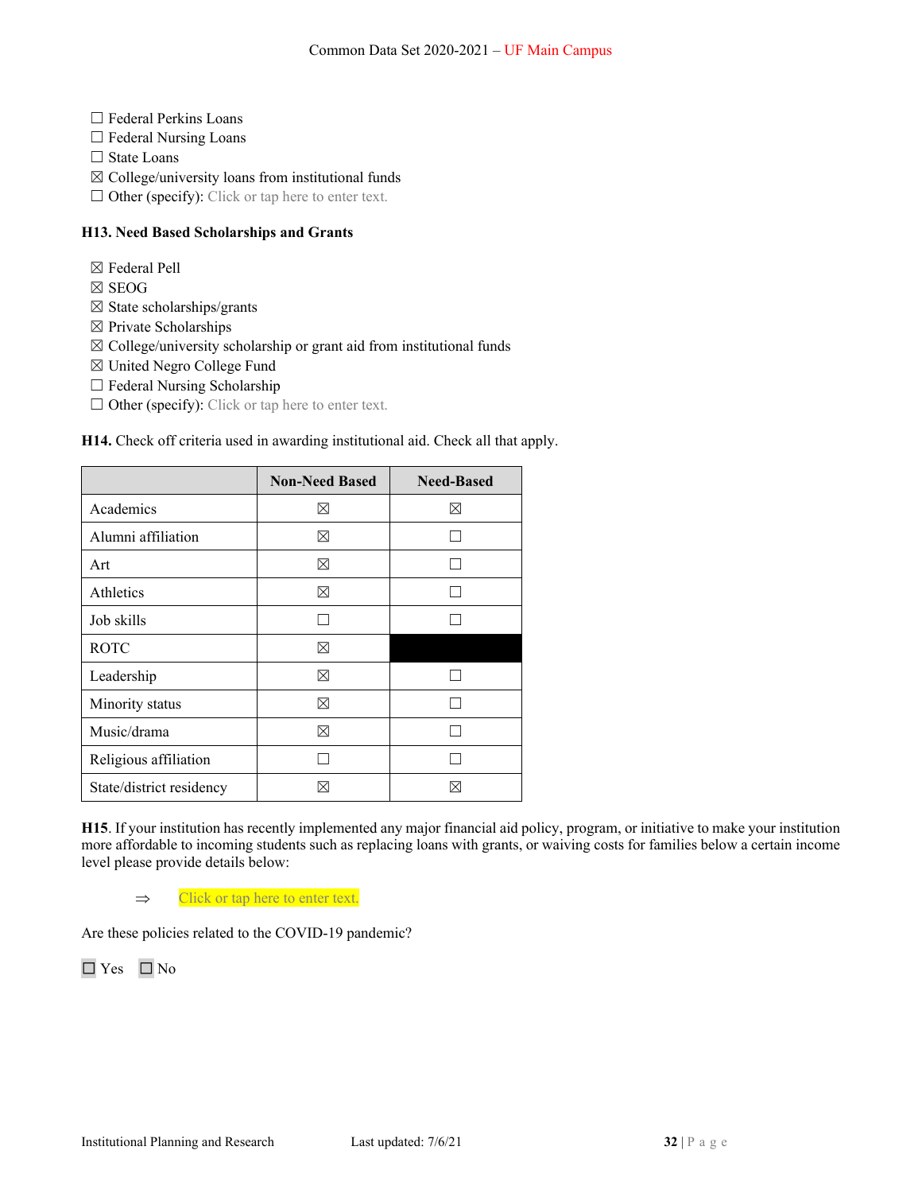☐ Federal Perkins Loans
☐ Federal Nursing Loans
☐ State Loans
☒ College/university loans from institutional funds
☐ Other (specify): Click or tap here to enter text.

**H13. Need Based Scholarships and Grants**

☒ Federal Pell
☒ SEOG
☒ State scholarships/grants
☒ Private Scholarships
☒ College/university scholarship or grant aid from institutional funds
☒ United Negro College Fund
☐ Federal Nursing Scholarship
☐ Other (specify): Click or tap here to enter text.

**H14.** Check off criteria used in awarding institutional aid. Check all that apply.

| | Non-Need Based | Need-Based |
|---|---|---|
| Academics | ☒ | ☒ |
| Alumni affiliation | ☒ | ☐ |
| Art | ☒ | ☐ |
| Athletics | ☒ | ☐ |
| Job skills | ☐ | ☐ |
| ROTC | ☒ | |
| Leadership | ☒ | ☐ |
| Minority status | ☒ | ☐ |
| Music/drama | ☒ | ☐ |
| Religious affiliation | ☐ | ☐ |
| State/district residency | ☒ | ☒ |

**H15**. If your institution has recently implemented any major financial aid policy, program, or initiative to make your institution more affordable to incoming students such as replacing loans with grants, or waiving costs for families below a certain income level please provide details below:

⇒ Click or tap here to enter text.

Are these policies related to the COVID-19 pandemic?

☐ Yes ☐ No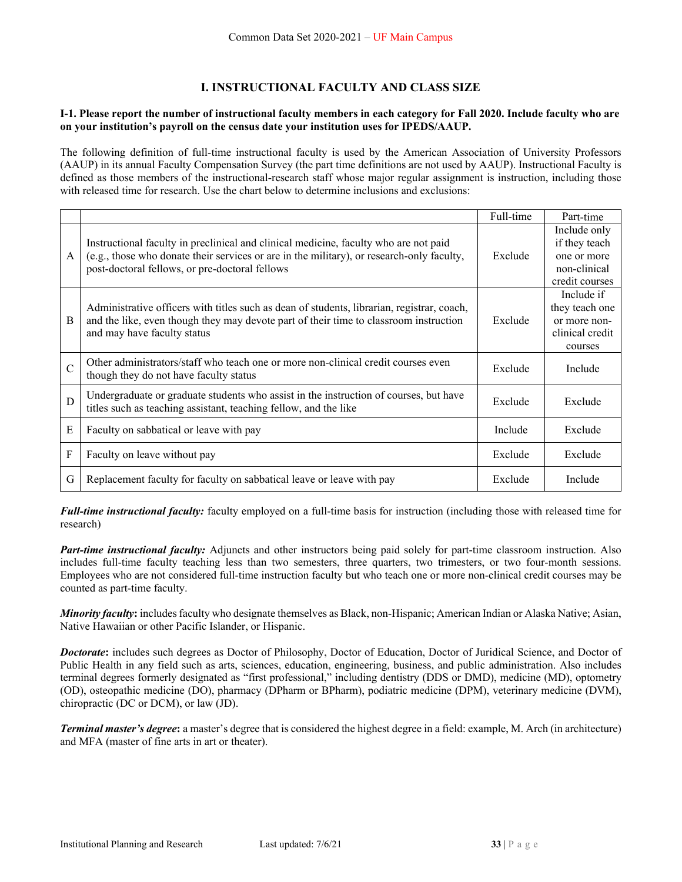# I. INSTRUCTIONAL FACULTY AND CLASS SIZE

**I-1. Please report the number of instructional faculty members in each category for Fall 2020. Include faculty who are on your institution's payroll on the census date your institution uses for IPEDS/AAUP.**

The following definition of full-time instructional faculty is used by the American Association of University Professors (AAUP) in its annual Faculty Compensation Survey (the part time definitions are not used by AAUP). Instructional Faculty is defined as those members of the instructional-research staff whose major regular assignment is instruction, including those with released time for research. Use the chart below to determine inclusions and exclusions:

| | | Full-time | Part-time |
|---|---|---|---|
| A | Instructional faculty in preclinical and clinical medicine, faculty who are not paid (e.g., those who donate their services or are in the military), or research-only faculty, post-doctoral fellows, or pre-doctoral fellows | Exclude | Include only if they teach one or more non-clinical credit courses |
| B | Administrative officers with titles such as dean of students, librarian, registrar, coach, and the like, even though they may devote part of their time to classroom instruction and may have faculty status | Exclude | Include if they teach one or more non-clinical credit courses |
| C | Other administrators/staff who teach one or more non-clinical credit courses even though they do not have faculty status | Exclude | Include |
| D | Undergraduate or graduate students who assist in the instruction of courses, but have titles such as teaching assistant, teaching fellow, and the like | Exclude | Exclude |
| E | Faculty on sabbatical or leave with pay | Include | Exclude |
| F | Faculty on leave without pay | Exclude | Exclude |
| G | Replacement faculty for faculty on sabbatical leave or leave with pay | Exclude | Include |

***Full-time instructional faculty:*** faculty employed on a full-time basis for instruction (including those with released time for research)

***Part-time instructional faculty:*** Adjuncts and other instructors being paid solely for part-time classroom instruction. Also includes full-time faculty teaching less than two semesters, three quarters, two trimesters, or two four-month sessions. Employees who are not considered full-time instruction faculty but who teach one or more non-clinical credit courses may be counted as part-time faculty.

***Minority faculty*:** includes faculty who designate themselves as Black, non-Hispanic; American Indian or Alaska Native; Asian, Native Hawaiian or other Pacific Islander, or Hispanic.

***Doctorate*:** includes such degrees as Doctor of Philosophy, Doctor of Education, Doctor of Juridical Science, and Doctor of Public Health in any field such as arts, sciences, education, engineering, business, and public administration. Also includes terminal degrees formerly designated as "first professional," including dentistry (DDS or DMD), medicine (MD), optometry (OD), osteopathic medicine (DO), pharmacy (DPharm or BPharm), podiatric medicine (DPM), veterinary medicine (DVM), chiropractic (DC or DCM), or law (JD).

***Terminal master's degree*:** a master's degree that is considered the highest degree in a field: example, M. Arch (in architecture) and MFA (master of fine arts in art or theater).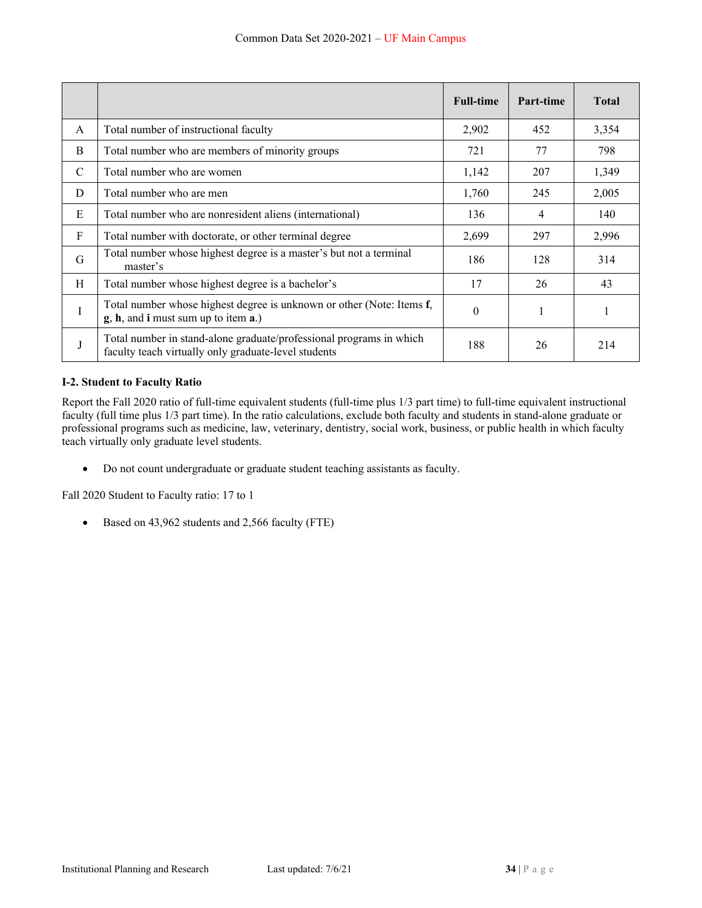| | | Full-time | Part-time | Total |
|---|---|---|---|---|
| A | Total number of instructional faculty | 2,902 | 452 | 3,354 |
| B | Total number who are members of minority groups | 721 | 77 | 798 |
| C | Total number who are women | 1,142 | 207 | 1,349 |
| D | Total number who are men | 1,760 | 245 | 2,005 |
| E | Total number who are nonresident aliens (international) | 136 | 4 | 140 |
| F | Total number with doctorate, or other terminal degree | 2,699 | 297 | 2,996 |
| G | Total number whose highest degree is a master's but not a terminal master's | 186 | 128 | 314 |
| H | Total number whose highest degree is a bachelor's | 17 | 26 | 43 |
| I | Total number whose highest degree is unknown or other (Note: Items **f**, **g**, **h**, and **i** must sum up to item **a**.) | 0 | 1 | 1 |
| J | Total number in stand-alone graduate/professional programs in which faculty teach virtually only graduate-level students | 188 | 26 | 214 |

**I-2. Student to Faculty Ratio**

Report the Fall 2020 ratio of full-time equivalent students (full-time plus 1/3 part time) to full-time equivalent instructional faculty (full time plus 1/3 part time). In the ratio calculations, exclude both faculty and students in stand-alone graduate or professional programs such as medicine, law, veterinary, dentistry, social work, business, or public health in which faculty teach virtually only graduate level students.

- Do not count undergraduate or graduate student teaching assistants as faculty.

Fall 2020 Student to Faculty ratio: 17 to 1

- Based on 43,962 students and 2,566 faculty (FTE)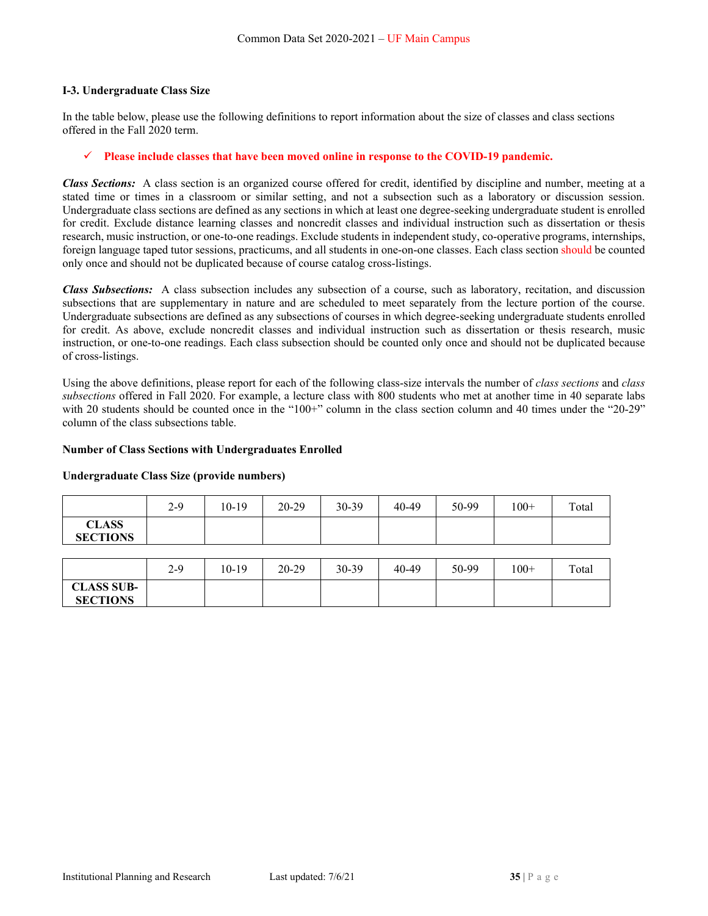### I-3. Undergraduate Class Size

In the table below, please use the following definitions to report information about the size of classes and class sections offered in the Fall 2020 term.

- ✓ **Please include classes that have been moved online in response to the COVID-19 pandemic.**

***Class Sections:*** A class section is an organized course offered for credit, identified by discipline and number, meeting at a stated time or times in a classroom or similar setting, and not a subsection such as a laboratory or discussion session. Undergraduate class sections are defined as any sections in which at least one degree-seeking undergraduate student is enrolled for credit. Exclude distance learning classes and noncredit classes and individual instruction such as dissertation or thesis research, music instruction, or one-to-one readings. Exclude students in independent study, co-operative programs, internships, foreign language taped tutor sessions, practicums, and all students in one-on-one classes. Each class section should be counted only once and should not be duplicated because of course catalog cross-listings.

***Class Subsections:*** A class subsection includes any subsection of a course, such as laboratory, recitation, and discussion subsections that are supplementary in nature and are scheduled to meet separately from the lecture portion of the course. Undergraduate subsections are defined as any subsections of courses in which degree-seeking undergraduate students enrolled for credit. As above, exclude noncredit classes and individual instruction such as dissertation or thesis research, music instruction, or one-to-one readings. Each class subsection should be counted only once and should not be duplicated because of cross-listings.

Using the above definitions, please report for each of the following class-size intervals the number of *class sections* and *class subsections* offered in Fall 2020. For example, a lecture class with 800 students who met at another time in 40 separate labs with 20 students should be counted once in the "100+" column in the class section column and 40 times under the "20-29" column of the class subsections table.

**Number of Class Sections with Undergraduates Enrolled**

**Undergraduate Class Size (provide numbers)**

| | 2-9 | 10-19 | 20-29 | 30-39 | 40-49 | 50-99 | 100+ | Total |
|---|---|---|---|---|---|---|---|---|
| **CLASS SECTIONS** | | | | | | | | |

| | 2-9 | 10-19 | 20-29 | 30-39 | 40-49 | 50-99 | 100+ | Total |
|---|---|---|---|---|---|---|---|---|
| **CLASS SUB-SECTIONS** | | | | | | | | |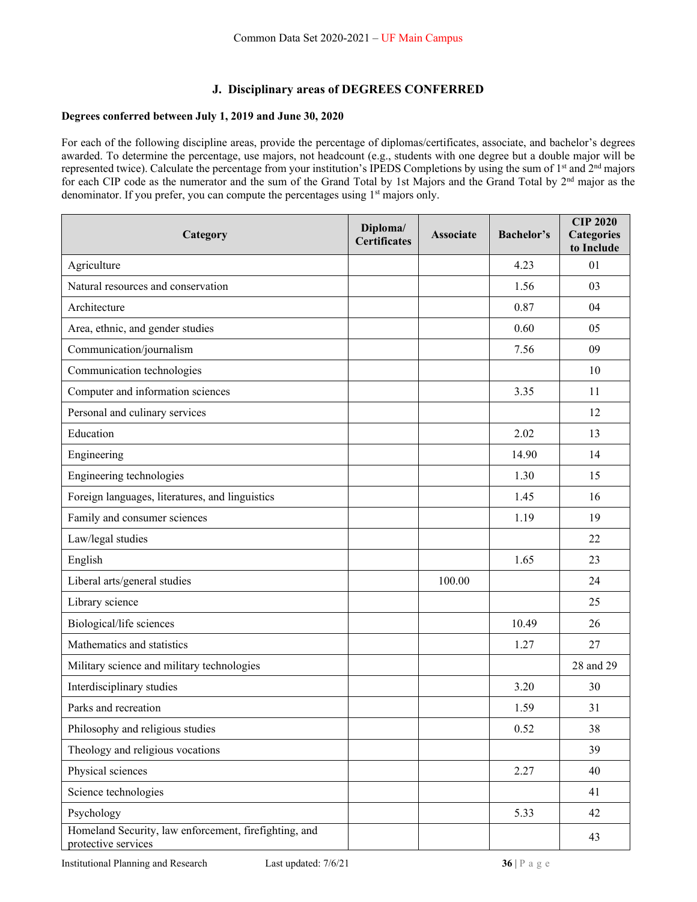## J. Disciplinary areas of DEGREES CONFERRED

**Degrees conferred between July 1, 2019 and June 30, 2020**

For each of the following discipline areas, provide the percentage of diplomas/certificates, associate, and bachelor's degrees awarded. To determine the percentage, use majors, not headcount (e.g., students with one degree but a double major will be represented twice). Calculate the percentage from your institution's IPEDS Completions by using the sum of 1st and 2nd majors for each CIP code as the numerator and the sum of the Grand Total by 1st Majors and the Grand Total by 2nd major as the denominator. If you prefer, you can compute the percentages using 1st majors only.

| Category | Diploma/ Certificates | Associate | Bachelor's | CIP 2020 Categories to Include |
|---|---|---|---|---|
| Agriculture | | | 4.23 | 01 |
| Natural resources and conservation | | | 1.56 | 03 |
| Architecture | | | 0.87 | 04 |
| Area, ethnic, and gender studies | | | 0.60 | 05 |
| Communication/journalism | | | 7.56 | 09 |
| Communication technologies | | | | 10 |
| Computer and information sciences | | | 3.35 | 11 |
| Personal and culinary services | | | | 12 |
| Education | | | 2.02 | 13 |
| Engineering | | | 14.90 | 14 |
| Engineering technologies | | | 1.30 | 15 |
| Foreign languages, literatures, and linguistics | | | 1.45 | 16 |
| Family and consumer sciences | | | 1.19 | 19 |
| Law/legal studies | | | | 22 |
| English | | | 1.65 | 23 |
| Liberal arts/general studies | | 100.00 | | 24 |
| Library science | | | | 25 |
| Biological/life sciences | | | 10.49 | 26 |
| Mathematics and statistics | | | 1.27 | 27 |
| Military science and military technologies | | | | 28 and 29 |
| Interdisciplinary studies | | | 3.20 | 30 |
| Parks and recreation | | | 1.59 | 31 |
| Philosophy and religious studies | | | 0.52 | 38 |
| Theology and religious vocations | | | | 39 |
| Physical sciences | | | 2.27 | 40 |
| Science technologies | | | | 41 |
| Psychology | | | 5.33 | 42 |
| Homeland Security, law enforcement, firefighting, and protective services | | | | 43 |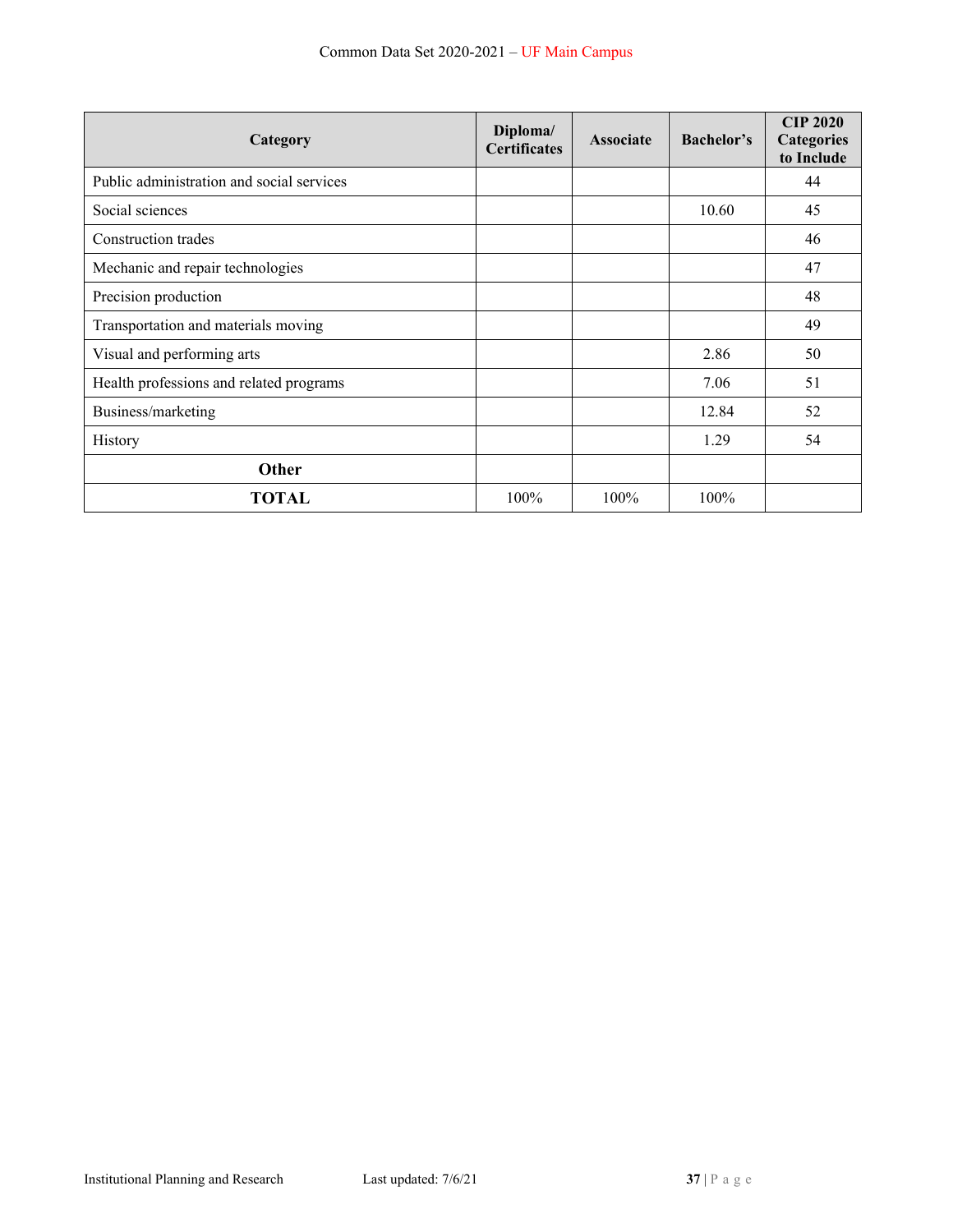| Category | Diploma/ Certificates | Associate | Bachelor's | CIP 2020 Categories to Include |
|---|---|---|---|---|
| Public administration and social services | | | | 44 |
| Social sciences | | | 10.60 | 45 |
| Construction trades | | | | 46 |
| Mechanic and repair technologies | | | | 47 |
| Precision production | | | | 48 |
| Transportation and materials moving | | | | 49 |
| Visual and performing arts | | | 2.86 | 50 |
| Health professions and related programs | | | 7.06 | 51 |
| Business/marketing | | | 12.84 | 52 |
| History | | | 1.29 | 54 |
| **Other** | | | | |
| **TOTAL** | 100% | 100% | 100% | |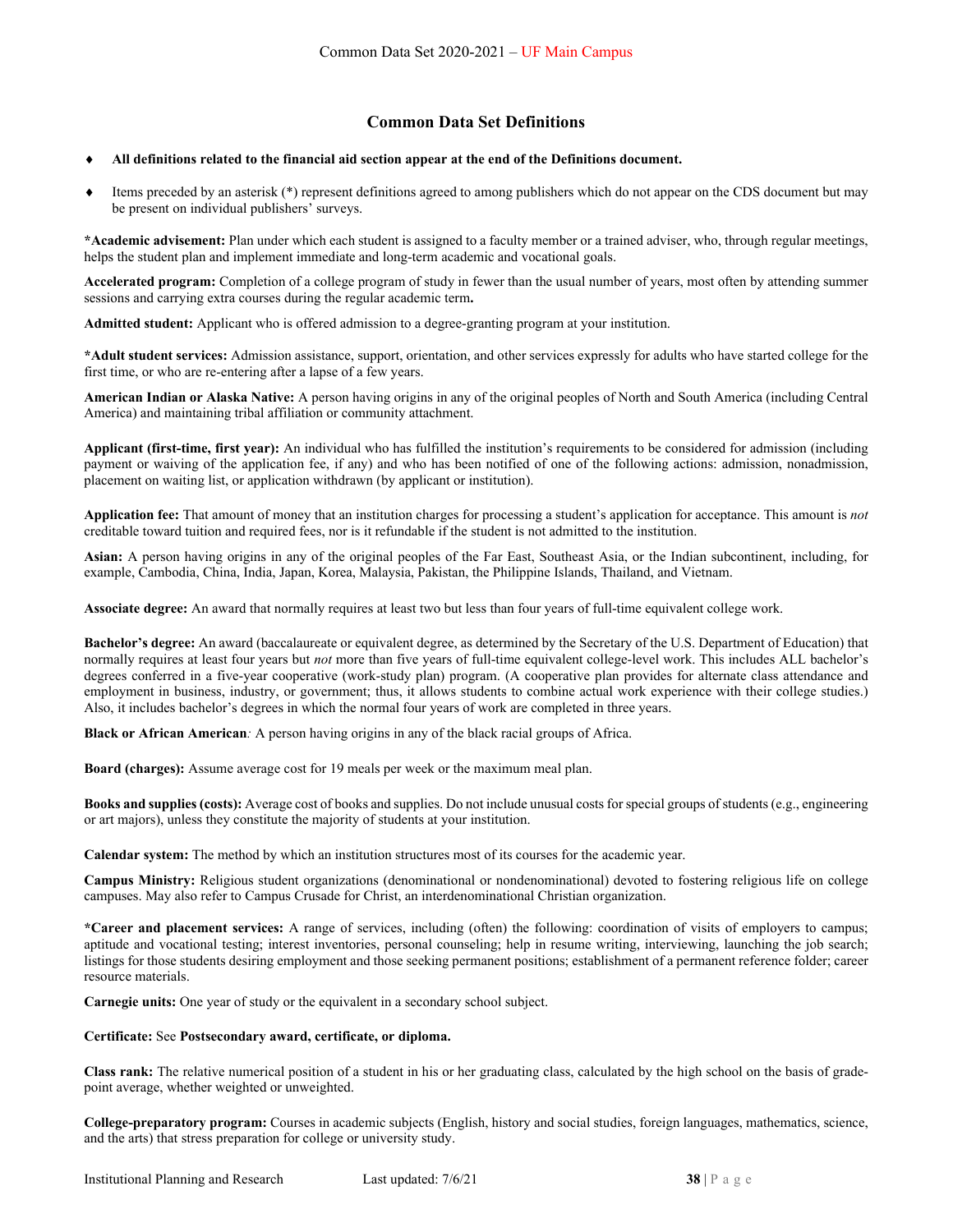## Common Data Set Definitions

- **All definitions related to the financial aid section appear at the end of the Definitions document.**
- Items preceded by an asterisk (*) represent definitions agreed to among publishers which do not appear on the CDS document but may be present on individual publishers' surveys.

**\*Academic advisement:** Plan under which each student is assigned to a faculty member or a trained adviser, who, through regular meetings, helps the student plan and implement immediate and long-term academic and vocational goals.

**Accelerated program:** Completion of a college program of study in fewer than the usual number of years, most often by attending summer sessions and carrying extra courses during the regular academic term**.**

**Admitted student:** Applicant who is offered admission to a degree-granting program at your institution.

**\*Adult student services:** Admission assistance, support, orientation, and other services expressly for adults who have started college for the first time, or who are re-entering after a lapse of a few years.

**American Indian or Alaska Native:** A person having origins in any of the original peoples of North and South America (including Central America) and maintaining tribal affiliation or community attachment.

**Applicant (first-time, first year):** An individual who has fulfilled the institution's requirements to be considered for admission (including payment or waiving of the application fee, if any) and who has been notified of one of the following actions: admission, nonadmission, placement on waiting list, or application withdrawn (by applicant or institution).

**Application fee:** That amount of money that an institution charges for processing a student's application for acceptance. This amount is *not* creditable toward tuition and required fees, nor is it refundable if the student is not admitted to the institution.

**Asian:** A person having origins in any of the original peoples of the Far East, Southeast Asia, or the Indian subcontinent, including, for example, Cambodia, China, India, Japan, Korea, Malaysia, Pakistan, the Philippine Islands, Thailand, and Vietnam.

**Associate degree:** An award that normally requires at least two but less than four years of full-time equivalent college work.

**Bachelor's degree:** An award (baccalaureate or equivalent degree, as determined by the Secretary of the U.S. Department of Education) that normally requires at least four years but *not* more than five years of full-time equivalent college-level work. This includes ALL bachelor's degrees conferred in a five-year cooperative (work-study plan) program. (A cooperative plan provides for alternate class attendance and employment in business, industry, or government; thus, it allows students to combine actual work experience with their college studies.) Also, it includes bachelor's degrees in which the normal four years of work are completed in three years.

**Black or African American***:* A person having origins in any of the black racial groups of Africa.

**Board (charges):** Assume average cost for 19 meals per week or the maximum meal plan.

**Books and supplies (costs):** Average cost of books and supplies. Do not include unusual costs for special groups of students (e.g., engineering or art majors), unless they constitute the majority of students at your institution.

**Calendar system:** The method by which an institution structures most of its courses for the academic year.

**Campus Ministry:** Religious student organizations (denominational or nondenominational) devoted to fostering religious life on college campuses. May also refer to Campus Crusade for Christ, an interdenominational Christian organization.

**\*Career and placement services:** A range of services, including (often) the following: coordination of visits of employers to campus; aptitude and vocational testing; interest inventories, personal counseling; help in resume writing, interviewing, launching the job search; listings for those students desiring employment and those seeking permanent positions; establishment of a permanent reference folder; career resource materials.

**Carnegie units:** One year of study or the equivalent in a secondary school subject.

**Certificate:** See **Postsecondary award, certificate, or diploma.**

**Class rank:** The relative numerical position of a student in his or her graduating class, calculated by the high school on the basis of grade-point average, whether weighted or unweighted.

**College-preparatory program:** Courses in academic subjects (English, history and social studies, foreign languages, mathematics, science, and the arts) that stress preparation for college or university study.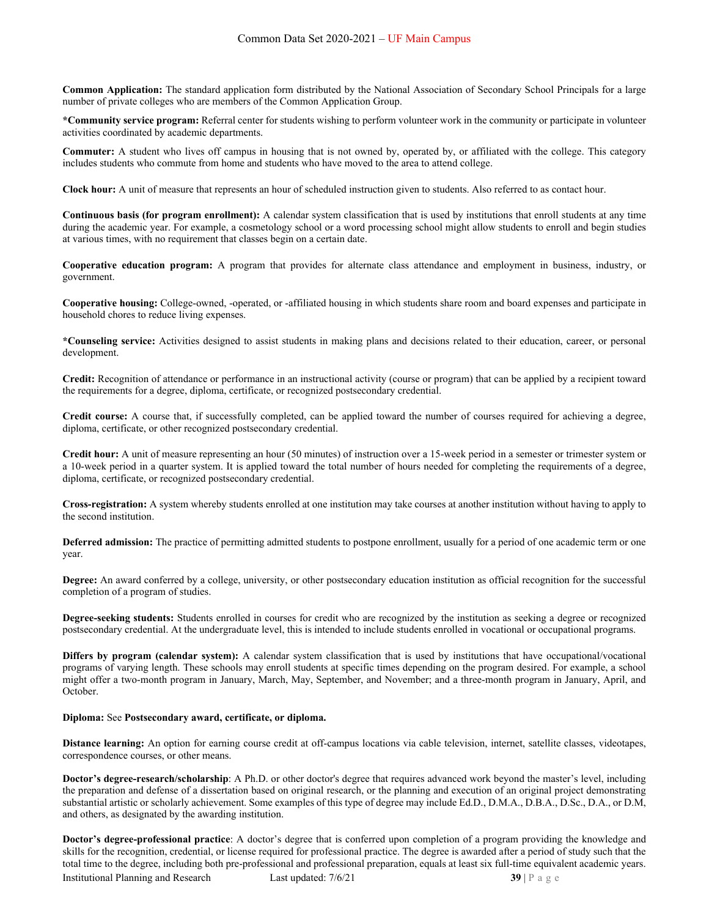**Common Application:** The standard application form distributed by the National Association of Secondary School Principals for a large number of private colleges who are members of the Common Application Group.

***Community service program:** Referral center for students wishing to perform volunteer work in the community or participate in volunteer activities coordinated by academic departments.

**Commuter:** A student who lives off campus in housing that is not owned by, operated by, or affiliated with the college. This category includes students who commute from home and students who have moved to the area to attend college.

**Clock hour:** A unit of measure that represents an hour of scheduled instruction given to students. Also referred to as contact hour.

**Continuous basis (for program enrollment):** A calendar system classification that is used by institutions that enroll students at any time during the academic year. For example, a cosmetology school or a word processing school might allow students to enroll and begin studies at various times, with no requirement that classes begin on a certain date.

**Cooperative education program:** A program that provides for alternate class attendance and employment in business, industry, or government.

**Cooperative housing:** College-owned, -operated, or -affiliated housing in which students share room and board expenses and participate in household chores to reduce living expenses.

***Counseling service:** Activities designed to assist students in making plans and decisions related to their education, career, or personal development.

**Credit:** Recognition of attendance or performance in an instructional activity (course or program) that can be applied by a recipient toward the requirements for a degree, diploma, certificate, or recognized postsecondary credential.

**Credit course:** A course that, if successfully completed, can be applied toward the number of courses required for achieving a degree, diploma, certificate, or other recognized postsecondary credential.

**Credit hour:** A unit of measure representing an hour (50 minutes) of instruction over a 15-week period in a semester or trimester system or a 10-week period in a quarter system. It is applied toward the total number of hours needed for completing the requirements of a degree, diploma, certificate, or recognized postsecondary credential.

**Cross-registration:** A system whereby students enrolled at one institution may take courses at another institution without having to apply to the second institution.

**Deferred admission:** The practice of permitting admitted students to postpone enrollment, usually for a period of one academic term or one year.

**Degree:** An award conferred by a college, university, or other postsecondary education institution as official recognition for the successful completion of a program of studies.

**Degree-seeking students:** Students enrolled in courses for credit who are recognized by the institution as seeking a degree or recognized postsecondary credential. At the undergraduate level, this is intended to include students enrolled in vocational or occupational programs.

**Differs by program (calendar system):** A calendar system classification that is used by institutions that have occupational/vocational programs of varying length. These schools may enroll students at specific times depending on the program desired. For example, a school might offer a two-month program in January, March, May, September, and November; and a three-month program in January, April, and October.

**Diploma:** See **Postsecondary award, certificate, or diploma.**

**Distance learning:** An option for earning course credit at off-campus locations via cable television, internet, satellite classes, videotapes, correspondence courses, or other means.

**Doctor's degree-research/scholarship**: A Ph.D. or other doctor's degree that requires advanced work beyond the master's level, including the preparation and defense of a dissertation based on original research, or the planning and execution of an original project demonstrating substantial artistic or scholarly achievement. Some examples of this type of degree may include Ed.D., D.M.A., D.B.A., D.Sc., D.A., or D.M, and others, as designated by the awarding institution.

**Doctor's degree-professional practice**: A doctor's degree that is conferred upon completion of a program providing the knowledge and skills for the recognition, credential, or license required for professional practice. The degree is awarded after a period of study such that the total time to the degree, including both pre-professional and professional preparation, equals at least six full-time equivalent academic years.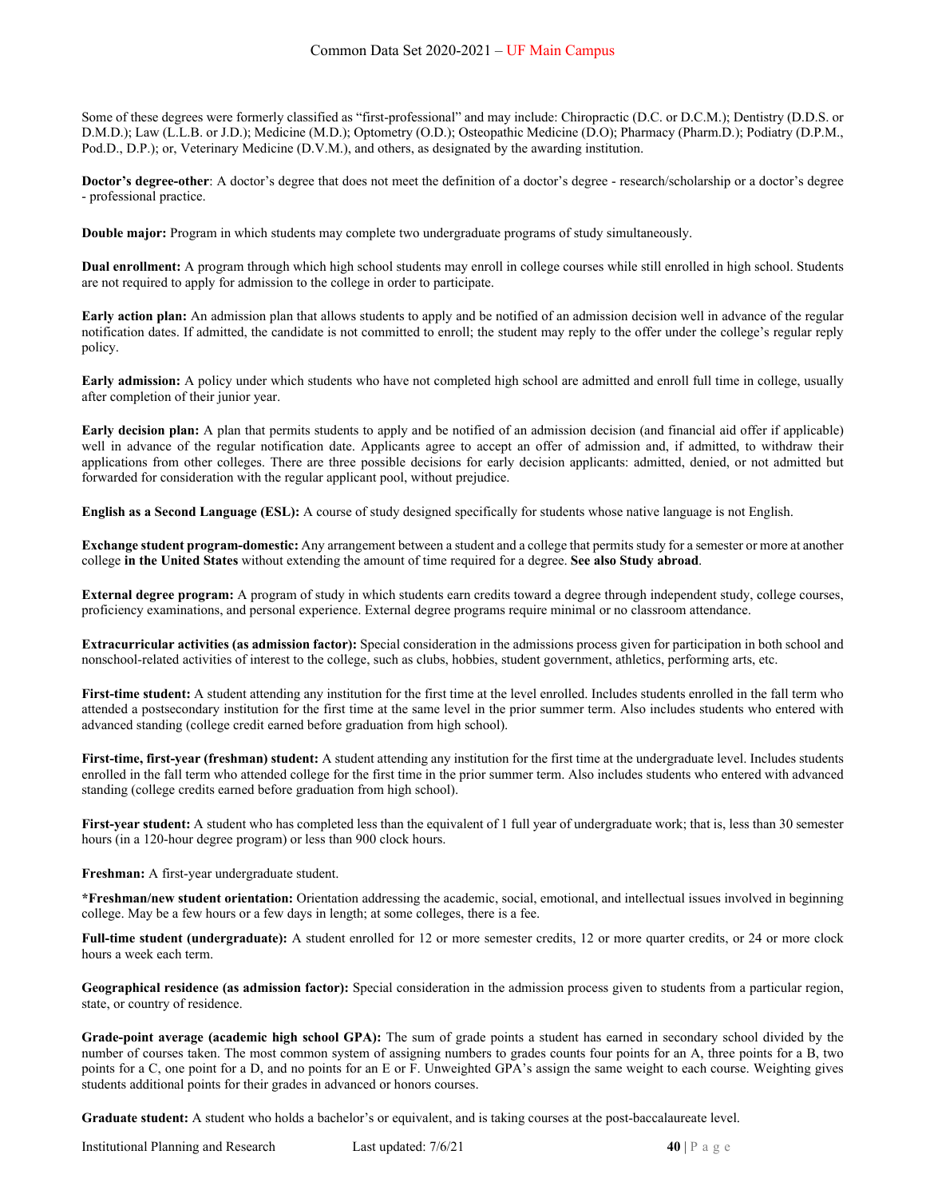Some of these degrees were formerly classified as "first-professional" and may include: Chiropractic (D.C. or D.C.M.); Dentistry (D.D.S. or D.M.D.); Law (L.L.B. or J.D.); Medicine (M.D.); Optometry (O.D.); Osteopathic Medicine (D.O); Pharmacy (Pharm.D.); Podiatry (D.P.M., Pod.D., D.P.); or, Veterinary Medicine (D.V.M.), and others, as designated by the awarding institution.

**Doctor's degree-other**: A doctor's degree that does not meet the definition of a doctor's degree - research/scholarship or a doctor's degree - professional practice.

**Double major:** Program in which students may complete two undergraduate programs of study simultaneously.

**Dual enrollment:** A program through which high school students may enroll in college courses while still enrolled in high school. Students are not required to apply for admission to the college in order to participate.

**Early action plan:** An admission plan that allows students to apply and be notified of an admission decision well in advance of the regular notification dates. If admitted, the candidate is not committed to enroll; the student may reply to the offer under the college's regular reply policy.

**Early admission:** A policy under which students who have not completed high school are admitted and enroll full time in college, usually after completion of their junior year.

**Early decision plan:** A plan that permits students to apply and be notified of an admission decision (and financial aid offer if applicable) well in advance of the regular notification date. Applicants agree to accept an offer of admission and, if admitted, to withdraw their applications from other colleges. There are three possible decisions for early decision applicants: admitted, denied, or not admitted but forwarded for consideration with the regular applicant pool, without prejudice.

**English as a Second Language (ESL):** A course of study designed specifically for students whose native language is not English.

**Exchange student program-domestic:** Any arrangement between a student and a college that permits study for a semester or more at another college **in the United States** without extending the amount of time required for a degree. **See also Study abroad**.

**External degree program:** A program of study in which students earn credits toward a degree through independent study, college courses, proficiency examinations, and personal experience. External degree programs require minimal or no classroom attendance.

**Extracurricular activities (as admission factor):** Special consideration in the admissions process given for participation in both school and nonschool-related activities of interest to the college, such as clubs, hobbies, student government, athletics, performing arts, etc.

**First-time student:** A student attending any institution for the first time at the level enrolled. Includes students enrolled in the fall term who attended a postsecondary institution for the first time at the same level in the prior summer term. Also includes students who entered with advanced standing (college credit earned before graduation from high school).

**First-time, first-year (freshman) student:** A student attending any institution for the first time at the undergraduate level. Includes students enrolled in the fall term who attended college for the first time in the prior summer term. Also includes students who entered with advanced standing (college credits earned before graduation from high school).

**First-year student:** A student who has completed less than the equivalent of 1 full year of undergraduate work; that is, less than 30 semester hours (in a 120-hour degree program) or less than 900 clock hours.

**Freshman:** A first-year undergraduate student.

***Freshman/new student orientation:** Orientation addressing the academic, social, emotional, and intellectual issues involved in beginning college. May be a few hours or a few days in length; at some colleges, there is a fee.

**Full-time student (undergraduate):** A student enrolled for 12 or more semester credits, 12 or more quarter credits, or 24 or more clock hours a week each term.

**Geographical residence (as admission factor):** Special consideration in the admission process given to students from a particular region, state, or country of residence.

**Grade-point average (academic high school GPA):** The sum of grade points a student has earned in secondary school divided by the number of courses taken. The most common system of assigning numbers to grades counts four points for an A, three points for a B, two points for a C, one point for a D, and no points for an E or F. Unweighted GPA's assign the same weight to each course. Weighting gives students additional points for their grades in advanced or honors courses.

**Graduate student:** A student who holds a bachelor's or equivalent, and is taking courses at the post-baccalaureate level.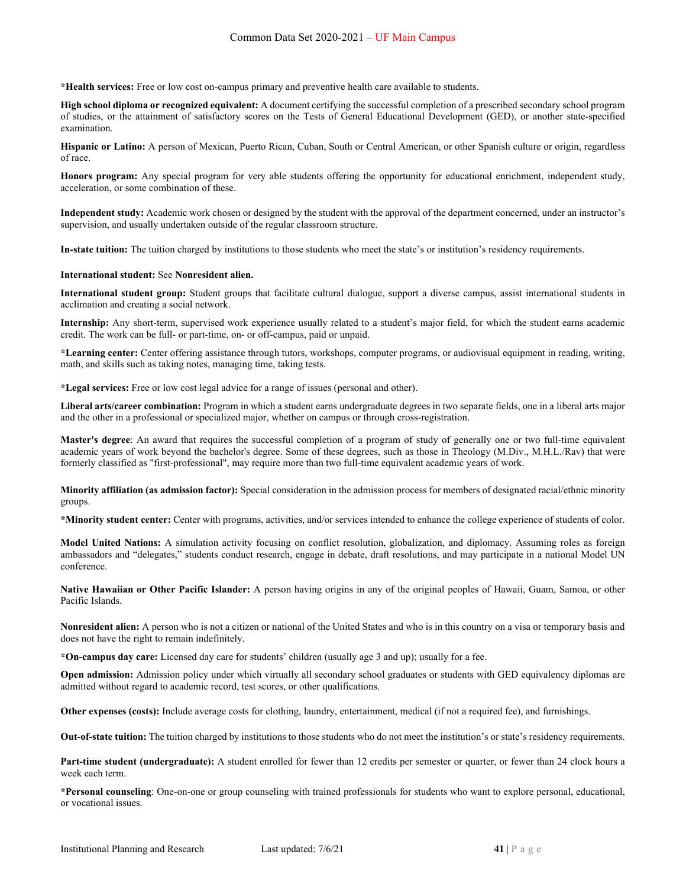***Health services:** Free or low cost on-campus primary and preventive health care available to students.

**High school diploma or recognized equivalent:** A document certifying the successful completion of a prescribed secondary school program of studies, or the attainment of satisfactory scores on the Tests of General Educational Development (GED), or another state-specified examination.

**Hispanic or Latino:** A person of Mexican, Puerto Rican, Cuban, South or Central American, or other Spanish culture or origin, regardless of race.

**Honors program:** Any special program for very able students offering the opportunity for educational enrichment, independent study, acceleration, or some combination of these.

**Independent study:** Academic work chosen or designed by the student with the approval of the department concerned, under an instructor's supervision, and usually undertaken outside of the regular classroom structure.

**In-state tuition:** The tuition charged by institutions to those students who meet the state's or institution's residency requirements.

**International student:** See **Nonresident alien.**

**International student group:** Student groups that facilitate cultural dialogue, support a diverse campus, assist international students in acclimation and creating a social network.

**Internship:** Any short-term, supervised work experience usually related to a student's major field, for which the student earns academic credit. The work can be full- or part-time, on- or off-campus, paid or unpaid.

***Learning center:** Center offering assistance through tutors, workshops, computer programs, or audiovisual equipment in reading, writing, math, and skills such as taking notes, managing time, taking tests.

***Legal services:** Free or low cost legal advice for a range of issues (personal and other).

**Liberal arts/career combination:** Program in which a student earns undergraduate degrees in two separate fields, one in a liberal arts major and the other in a professional or specialized major, whether on campus or through cross-registration.

**Master's degree**: An award that requires the successful completion of a program of study of generally one or two full-time equivalent academic years of work beyond the bachelor's degree. Some of these degrees, such as those in Theology (M.Div., M.H.L./Rav) that were formerly classified as "first-professional", may require more than two full-time equivalent academic years of work.

**Minority affiliation (as admission factor):** Special consideration in the admission process for members of designated racial/ethnic minority groups.

***Minority student center:** Center with programs, activities, and/or services intended to enhance the college experience of students of color.

**Model United Nations:** A simulation activity focusing on conflict resolution, globalization, and diplomacy. Assuming roles as foreign ambassadors and "delegates," students conduct research, engage in debate, draft resolutions, and may participate in a national Model UN conference.

**Native Hawaiian or Other Pacific Islander:** A person having origins in any of the original peoples of Hawaii, Guam, Samoa, or other Pacific Islands.

**Nonresident alien:** A person who is not a citizen or national of the United States and who is in this country on a visa or temporary basis and does not have the right to remain indefinitely.

***On-campus day care:** Licensed day care for students' children (usually age 3 and up); usually for a fee.

**Open admission:** Admission policy under which virtually all secondary school graduates or students with GED equivalency diplomas are admitted without regard to academic record, test scores, or other qualifications.

**Other expenses (costs):** Include average costs for clothing, laundry, entertainment, medical (if not a required fee), and furnishings.

**Out-of-state tuition:** The tuition charged by institutions to those students who do not meet the institution's or state's residency requirements.

**Part-time student (undergraduate):** A student enrolled for fewer than 12 credits per semester or quarter, or fewer than 24 clock hours a week each term.

***Personal counseling**: One-on-one or group counseling with trained professionals for students who want to explore personal, educational, or vocational issues.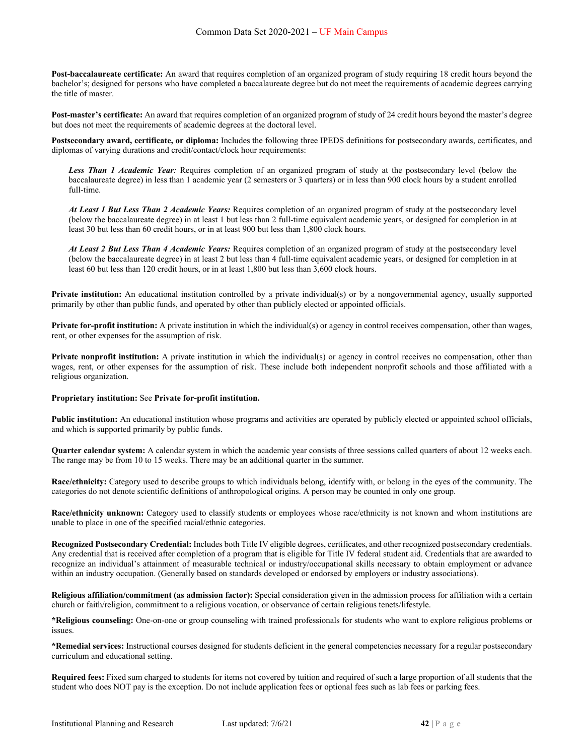**Post-baccalaureate certificate:** An award that requires completion of an organized program of study requiring 18 credit hours beyond the bachelor's; designed for persons who have completed a baccalaureate degree but do not meet the requirements of academic degrees carrying the title of master.

**Post-master's certificate:** An award that requires completion of an organized program of study of 24 credit hours beyond the master's degree but does not meet the requirements of academic degrees at the doctoral level.

**Postsecondary award, certificate, or diploma:** Includes the following three IPEDS definitions for postsecondary awards, certificates, and diplomas of varying durations and credit/contact/clock hour requirements:

> ***Less Than 1 Academic Year**:* Requires completion of an organized program of study at the postsecondary level (below the baccalaureate degree) in less than 1 academic year (2 semesters or 3 quarters) or in less than 900 clock hours by a student enrolled full-time.
>
> ***At Least 1 But Less Than 2 Academic Years:*** Requires completion of an organized program of study at the postsecondary level (below the baccalaureate degree) in at least 1 but less than 2 full-time equivalent academic years, or designed for completion in at least 30 but less than 60 credit hours, or in at least 900 but less than 1,800 clock hours.
>
> ***At Least 2 But Less Than 4 Academic Years:*** Requires completion of an organized program of study at the postsecondary level (below the baccalaureate degree) in at least 2 but less than 4 full-time equivalent academic years, or designed for completion in at least 60 but less than 120 credit hours, or in at least 1,800 but less than 3,600 clock hours.

**Private institution:** An educational institution controlled by a private individual(s) or by a nongovernmental agency, usually supported primarily by other than public funds, and operated by other than publicly elected or appointed officials.

**Private for-profit institution:** A private institution in which the individual(s) or agency in control receives compensation, other than wages, rent, or other expenses for the assumption of risk.

**Private nonprofit institution:** A private institution in which the individual(s) or agency in control receives no compensation, other than wages, rent, or other expenses for the assumption of risk. These include both independent nonprofit schools and those affiliated with a religious organization.

**Proprietary institution:** See **Private for-profit institution.**

**Public institution:** An educational institution whose programs and activities are operated by publicly elected or appointed school officials, and which is supported primarily by public funds.

**Quarter calendar system:** A calendar system in which the academic year consists of three sessions called quarters of about 12 weeks each. The range may be from 10 to 15 weeks. There may be an additional quarter in the summer.

**Race/ethnicity:** Category used to describe groups to which individuals belong, identify with, or belong in the eyes of the community. The categories do not denote scientific definitions of anthropological origins. A person may be counted in only one group.

**Race/ethnicity unknown:** Category used to classify students or employees whose race/ethnicity is not known and whom institutions are unable to place in one of the specified racial/ethnic categories.

**Recognized Postsecondary Credential:** Includes both Title IV eligible degrees, certificates, and other recognized postsecondary credentials. Any credential that is received after completion of a program that is eligible for Title IV federal student aid. Credentials that are awarded to recognize an individual's attainment of measurable technical or industry/occupational skills necessary to obtain employment or advance within an industry occupation. (Generally based on standards developed or endorsed by employers or industry associations).

**Religious affiliation/commitment (as admission factor):** Special consideration given in the admission process for affiliation with a certain church or faith/religion, commitment to a religious vocation, or observance of certain religious tenets/lifestyle.

**\*Religious counseling:** One-on-one or group counseling with trained professionals for students who want to explore religious problems or issues.

**\*Remedial services:** Instructional courses designed for students deficient in the general competencies necessary for a regular postsecondary curriculum and educational setting.

**Required fees:** Fixed sum charged to students for items not covered by tuition and required of such a large proportion of all students that the student who does NOT pay is the exception. Do not include application fees or optional fees such as lab fees or parking fees.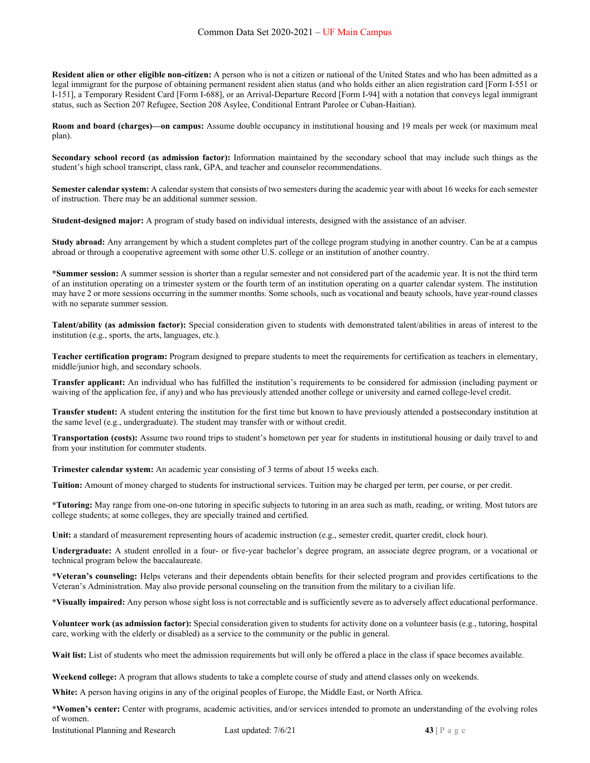**Resident alien or other eligible non-citizen:** A person who is not a citizen or national of the United States and who has been admitted as a legal immigrant for the purpose of obtaining permanent resident alien status (and who holds either an alien registration card [Form I-551 or I-151], a Temporary Resident Card [Form I-688], or an Arrival-Departure Record [Form I-94] with a notation that conveys legal immigrant status, such as Section 207 Refugee, Section 208 Asylee, Conditional Entrant Parolee or Cuban-Haitian).

**Room and board (charges)—on campus:** Assume double occupancy in institutional housing and 19 meals per week (or maximum meal plan).

**Secondary school record (as admission factor):** Information maintained by the secondary school that may include such things as the student's high school transcript, class rank, GPA, and teacher and counselor recommendations.

**Semester calendar system:** A calendar system that consists of two semesters during the academic year with about 16 weeks for each semester of instruction. There may be an additional summer session.

**Student-designed major:** A program of study based on individual interests, designed with the assistance of an adviser.

**Study abroad:** Any arrangement by which a student completes part of the college program studying in another country. Can be at a campus abroad or through a cooperative agreement with some other U.S. college or an institution of another country.

***Summer session:** A summer session is shorter than a regular semester and not considered part of the academic year. It is not the third term of an institution operating on a trimester system or the fourth term of an institution operating on a quarter calendar system. The institution may have 2 or more sessions occurring in the summer months. Some schools, such as vocational and beauty schools, have year-round classes with no separate summer session.

**Talent/ability (as admission factor):** Special consideration given to students with demonstrated talent/abilities in areas of interest to the institution (e.g., sports, the arts, languages, etc.).

**Teacher certification program:** Program designed to prepare students to meet the requirements for certification as teachers in elementary, middle/junior high, and secondary schools.

**Transfer applicant:** An individual who has fulfilled the institution's requirements to be considered for admission (including payment or waiving of the application fee, if any) and who has previously attended another college or university and earned college-level credit.

**Transfer student:** A student entering the institution for the first time but known to have previously attended a postsecondary institution at the same level (e.g., undergraduate). The student may transfer with or without credit.

**Transportation (costs):** Assume two round trips to student's hometown per year for students in institutional housing or daily travel to and from your institution for commuter students.

**Trimester calendar system:** An academic year consisting of 3 terms of about 15 weeks each.

**Tuition:** Amount of money charged to students for instructional services. Tuition may be charged per term, per course, or per credit.

***Tutoring:** May range from one-on-one tutoring in specific subjects to tutoring in an area such as math, reading, or writing. Most tutors are college students; at some colleges, they are specially trained and certified.

**Unit:** a standard of measurement representing hours of academic instruction (e.g., semester credit, quarter credit, clock hour).

**Undergraduate:** A student enrolled in a four- or five-year bachelor's degree program, an associate degree program, or a vocational or technical program below the baccalaureate.

***Veteran's counseling:** Helps veterans and their dependents obtain benefits for their selected program and provides certifications to the Veteran's Administration. May also provide personal counseling on the transition from the military to a civilian life.

***Visually impaired:** Any person whose sight loss is not correctable and is sufficiently severe as to adversely affect educational performance.

**Volunteer work (as admission factor):** Special consideration given to students for activity done on a volunteer basis (e.g., tutoring, hospital care, working with the elderly or disabled) as a service to the community or the public in general.

**Wait list:** List of students who meet the admission requirements but will only be offered a place in the class if space becomes available.

**Weekend college:** A program that allows students to take a complete course of study and attend classes only on weekends.

**White:** A person having origins in any of the original peoples of Europe, the Middle East, or North Africa.

***Women's center:** Center with programs, academic activities, and/or services intended to promote an understanding of the evolving roles of women.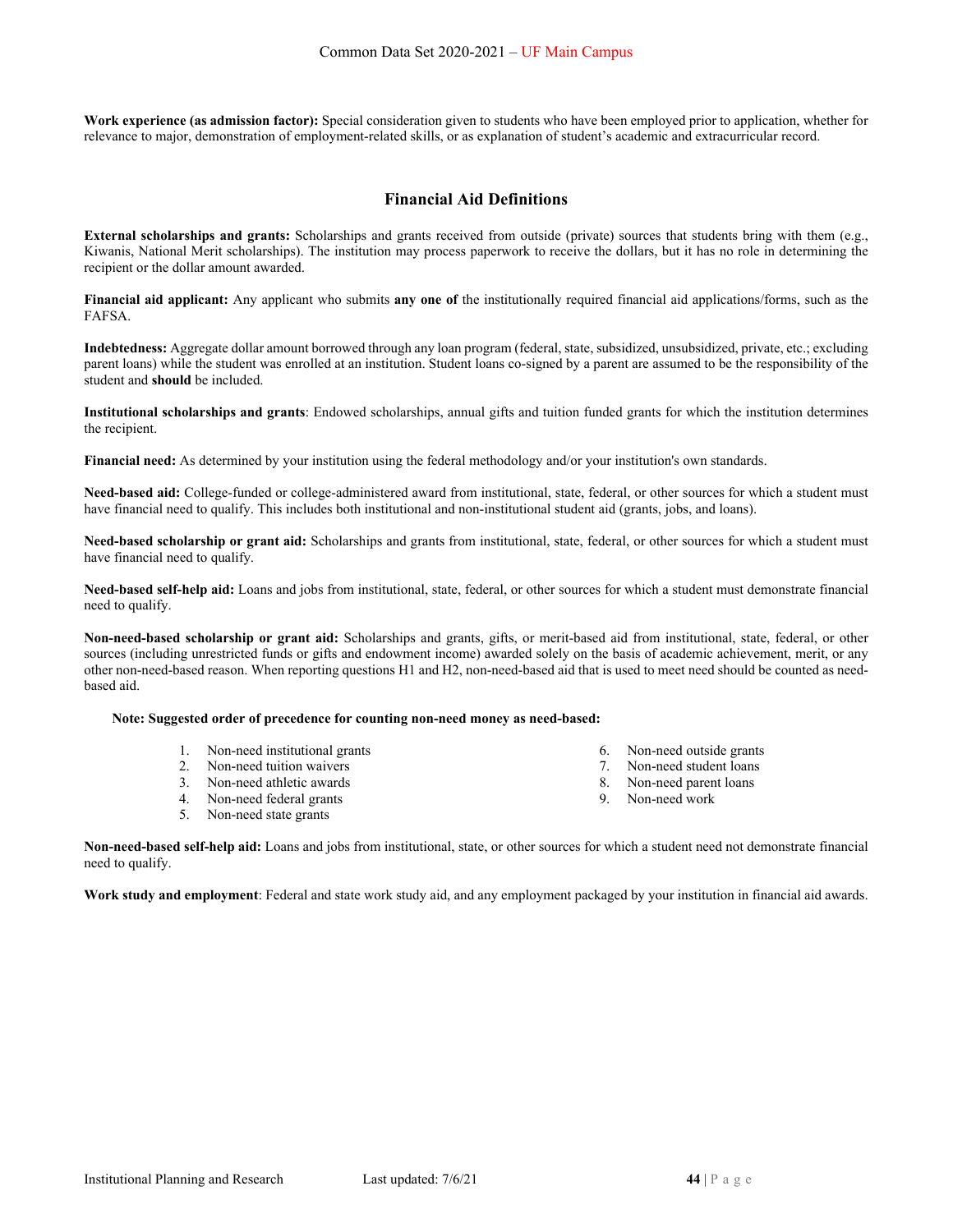**Work experience (as admission factor):** Special consideration given to students who have been employed prior to application, whether for relevance to major, demonstration of employment-related skills, or as explanation of student's academic and extracurricular record.

## Financial Aid Definitions

**External scholarships and grants:** Scholarships and grants received from outside (private) sources that students bring with them (e.g., Kiwanis, National Merit scholarships). The institution may process paperwork to receive the dollars, but it has no role in determining the recipient or the dollar amount awarded.

**Financial aid applicant:** Any applicant who submits **any one of** the institutionally required financial aid applications/forms, such as the FAFSA.

**Indebtedness:** Aggregate dollar amount borrowed through any loan program (federal, state, subsidized, unsubsidized, private, etc.; excluding parent loans) while the student was enrolled at an institution. Student loans co-signed by a parent are assumed to be the responsibility of the student and **should** be included.

**Institutional scholarships and grants**: Endowed scholarships, annual gifts and tuition funded grants for which the institution determines the recipient.

**Financial need:** As determined by your institution using the federal methodology and/or your institution's own standards.

**Need-based aid:** College-funded or college-administered award from institutional, state, federal, or other sources for which a student must have financial need to qualify. This includes both institutional and non-institutional student aid (grants, jobs, and loans).

**Need-based scholarship or grant aid:** Scholarships and grants from institutional, state, federal, or other sources for which a student must have financial need to qualify.

**Need-based self-help aid:** Loans and jobs from institutional, state, federal, or other sources for which a student must demonstrate financial need to qualify.

**Non-need-based scholarship or grant aid:** Scholarships and grants, gifts, or merit-based aid from institutional, state, federal, or other sources (including unrestricted funds or gifts and endowment income) awarded solely on the basis of academic achievement, merit, or any other non-need-based reason. When reporting questions H1 and H2, non-need-based aid that is used to meet need should be counted as need-based aid.

**Note: Suggested order of precedence for counting non-need money as need-based:**

1. Non-need institutional grants
2. Non-need tuition waivers
3. Non-need athletic awards
4. Non-need federal grants
5. Non-need state grants
6. Non-need outside grants
7. Non-need student loans
8. Non-need parent loans
9. Non-need work

**Non-need-based self-help aid:** Loans and jobs from institutional, state, or other sources for which a student need not demonstrate financial need to qualify.

**Work study and employment**: Federal and state work study aid, and any employment packaged by your institution in financial aid awards.